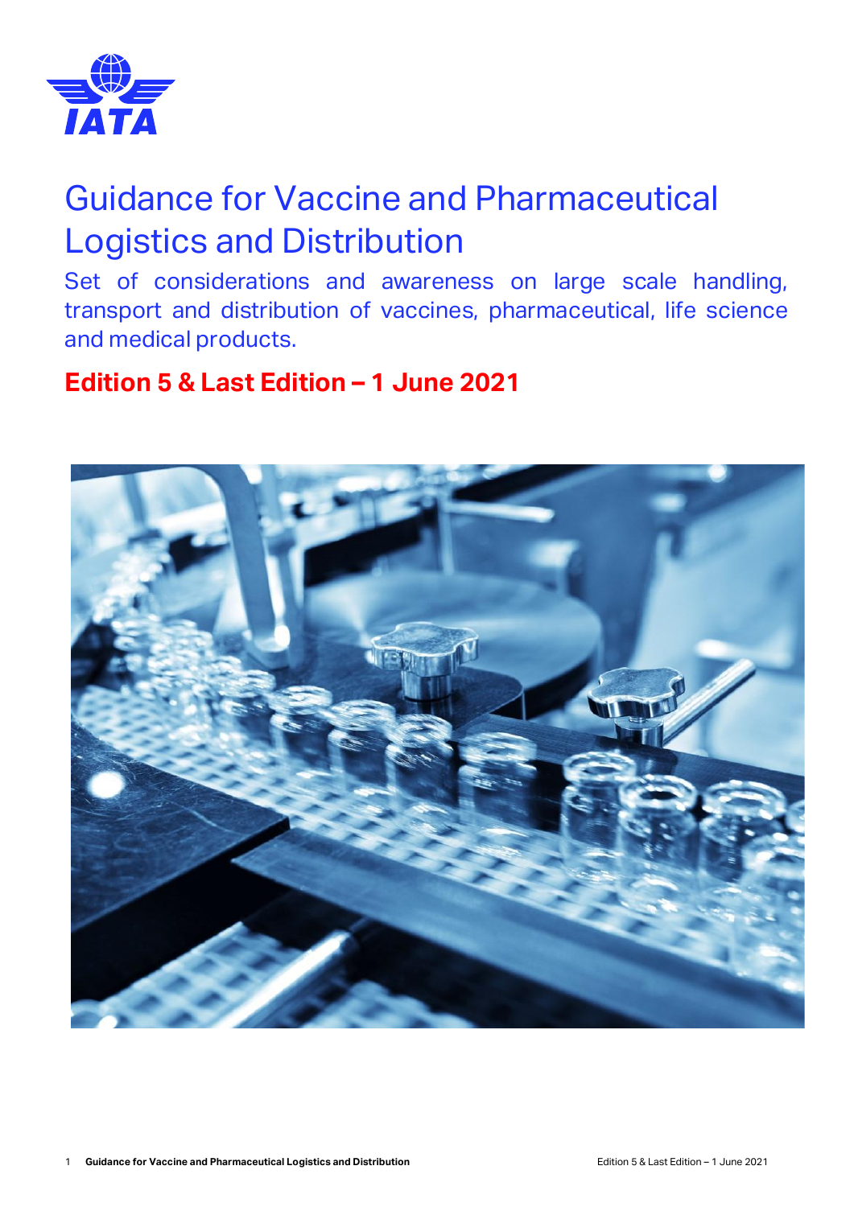# Guidance for Vaccine and Pharmaceutical Logistics and Distribution

Set of considerations and awareness on large scale handling, transport and distribution of vaccines, pharmaceutical, life science and medical products.

**Edition 5 & Last Edition – 1 June 2021**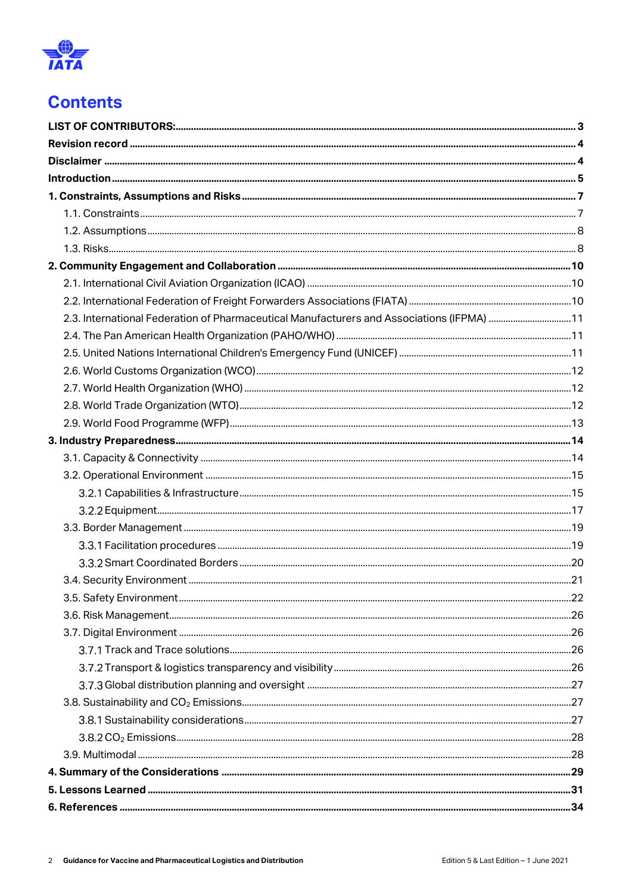# Contents

**LIST OF CONTRIBUTORS:** ..... 3
**Revision record** ..... 4
**Disclaimer** ..... 4
**Introduction** ..... 5
**1. Constraints, Assumptions and Risks** ..... 7
- 1.1. Constraints ..... 7
- 1.2. Assumptions ..... 8
- 1.3. Risks ..... 8

**2. Community Engagement and Collaboration** ..... 10
- 2.1. International Civil Aviation Organization (ICAO) ..... 10
- 2.2. International Federation of Freight Forwarders Associations (FIATA) ..... 10
- 2.3. International Federation of Pharmaceutical Manufacturers and Associations (IFPMA) ..... 11
- 2.4. The Pan American Health Organization (PAHO/WHO) ..... 11
- 2.5. United Nations International Children's Emergency Fund (UNICEF) ..... 11
- 2.6. World Customs Organization (WCO) ..... 12
- 2.7. World Health Organization (WHO) ..... 12
- 2.8. World Trade Organization (WTO) ..... 12
- 2.9. World Food Programme (WFP) ..... 13

**3. Industry Preparedness** ..... 14
- 3.1. Capacity & Connectivity ..... 14
- 3.2. Operational Environment ..... 15
  - 3.2.1 Capabilities & Infrastructure ..... 15
  - 3.2.2 Equipment ..... 17
- 3.3. Border Management ..... 19
  - 3.3.1 Facilitation procedures ..... 19
  - 3.3.2 Smart Coordinated Borders ..... 20
- 3.4. Security Environment ..... 21
- 3.5. Safety Environment ..... 22
- 3.6. Risk Management ..... 26
- 3.7. Digital Environment ..... 26
  - 3.7.1 Track and Trace solutions ..... 26
  - 3.7.2 Transport & logistics transparency and visibility ..... 26
  - 3.7.3 Global distribution planning and oversight ..... 27
- 3.8. Sustainability and $CO_2$ Emissions ..... 27
  - 3.8.1 Sustainability considerations ..... 27
  - 3.8.2 $CO_2$ Emissions ..... 28
- 3.9. Multimodal ..... 28

**4. Summary of the Considerations** ..... 29
**5. Lessons Learned** ..... 31
**6. References** ..... 34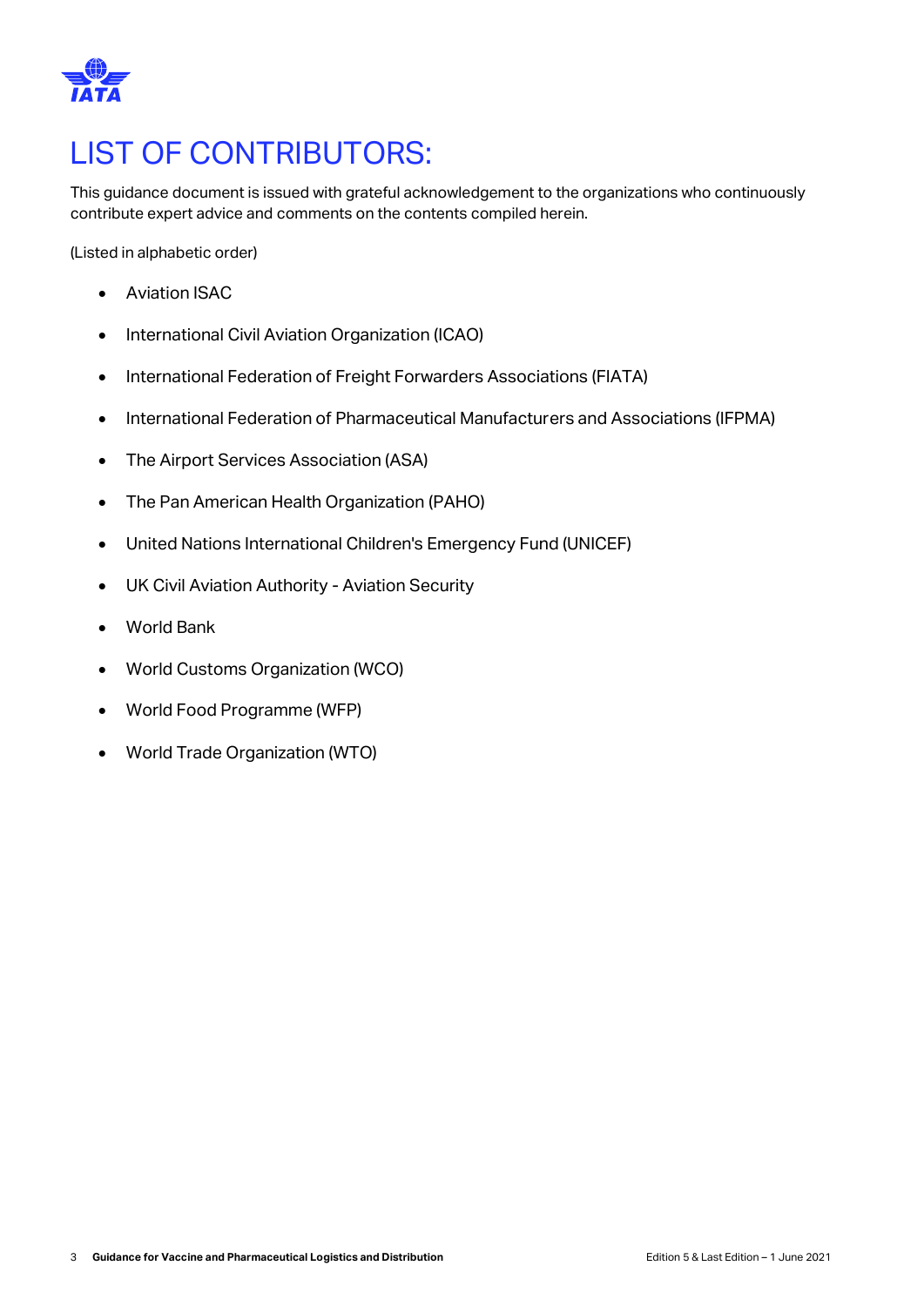# LIST OF CONTRIBUTORS:

This guidance document is issued with grateful acknowledgement to the organizations who continuously contribute expert advice and comments on the contents compiled herein.

(Listed in alphabetic order)

- Aviation ISAC
- International Civil Aviation Organization (ICAO)
- International Federation of Freight Forwarders Associations (FIATA)
- International Federation of Pharmaceutical Manufacturers and Associations (IFPMA)
- The Airport Services Association (ASA)
- The Pan American Health Organization (PAHO)
- United Nations International Children's Emergency Fund (UNICEF)
- UK Civil Aviation Authority - Aviation Security
- World Bank
- World Customs Organization (WCO)
- World Food Programme (WFP)
- World Trade Organization (WTO)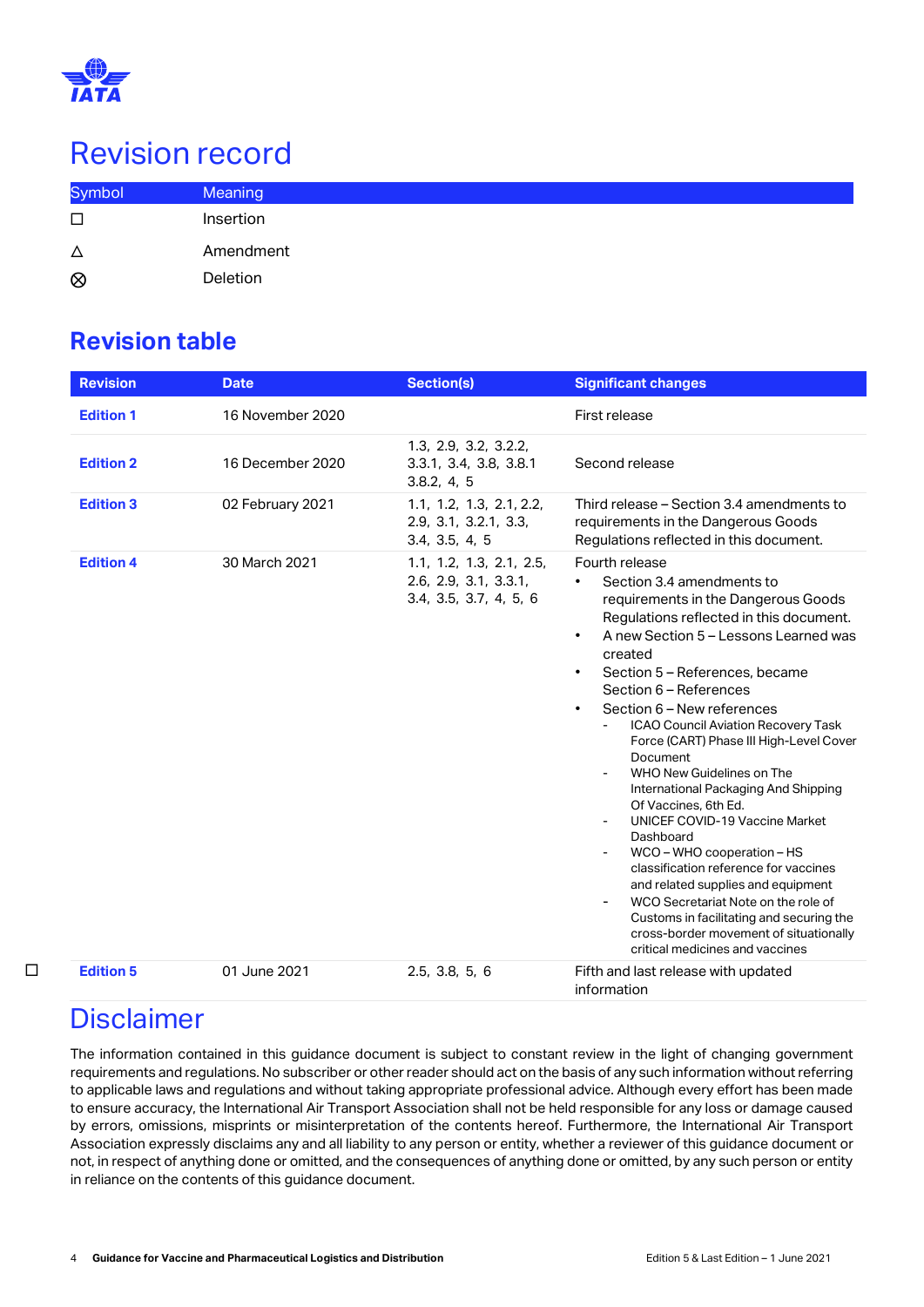# Revision record

| Symbol | Meaning |
|---|---|
| ☐ | Insertion |
| △ | Amendment |
| ⊗ | Deletion |

## Revision table

| Revision | Date | Section(s) | Significant changes |
|---|---|---|---|
| **Edition 1** | 16 November 2020 | | First release |
| **Edition 2** | 16 December 2020 | 1.3, 2.9, 3.2, 3.2.2, 3.3.1, 3.4, 3.8, 3.8.1 3.8.2, 4, 5 | Second release |
| **Edition 3** | 02 February 2021 | 1.1, 1.2, 1.3, 2.1, 2.2, 2.9, 3.1, 3.2.1, 3.3, 3.4, 3.5, 4, 5 | Third release – Section 3.4 amendments to requirements in the Dangerous Goods Regulations reflected in this document. |
| **Edition 4** | 30 March 2021 | 1.1, 1.2, 1.3, 2.1, 2.5, 2.6, 2.9, 3.1, 3.3.1, 3.4, 3.5, 3.7, 4, 5, 6 | Fourth release<br>• Section 3.4 amendments to requirements in the Dangerous Goods Regulations reflected in this document.<br>• A new Section 5 – Lessons Learned was created<br>• Section 5 – References, became Section 6 – References<br>• Section 6 – New references<br>- ICAO Council Aviation Recovery Task Force (CART) Phase III High-Level Cover Document<br>- WHO New Guidelines on The International Packaging And Shipping Of Vaccines, 6th Ed.<br>- UNICEF COVID-19 Vaccine Market Dashboard<br>- WCO – WHO cooperation – HS classification reference for vaccines and related supplies and equipment<br>- WCO Secretariat Note on the role of Customs in facilitating and securing the cross-border movement of situationally critical medicines and vaccines |
| ☐ **Edition 5** | 01 June 2021 | 2.5, 3.8, 5, 6 | Fifth and last release with updated information |

# Disclaimer

The information contained in this guidance document is subject to constant review in the light of changing government requirements and regulations. No subscriber or other reader should act on the basis of any such information without referring to applicable laws and regulations and without taking appropriate professional advice. Although every effort has been made to ensure accuracy, the International Air Transport Association shall not be held responsible for any loss or damage caused by errors, omissions, misprints or misinterpretation of the contents hereof. Furthermore, the International Air Transport Association expressly disclaims any and all liability to any person or entity, whether a reviewer of this guidance document or not, in respect of anything done or omitted, and the consequences of anything done or omitted, by any such person or entity in reliance on the contents of this guidance document.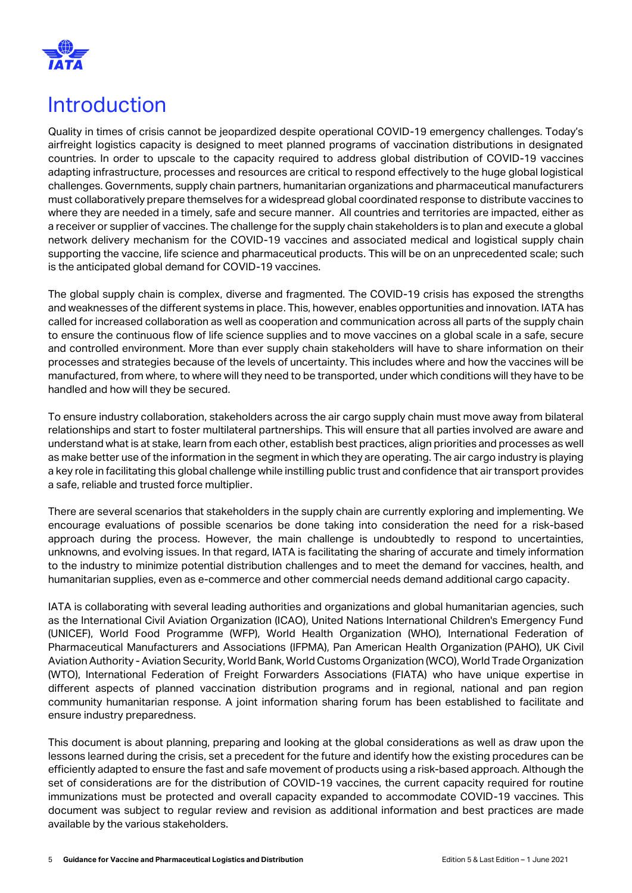# Introduction

Quality in times of crisis cannot be jeopardized despite operational COVID-19 emergency challenges. Today's airfreight logistics capacity is designed to meet planned programs of vaccination distributions in designated countries. In order to upscale to the capacity required to address global distribution of COVID-19 vaccines adapting infrastructure, processes and resources are critical to respond effectively to the huge global logistical challenges. Governments, supply chain partners, humanitarian organizations and pharmaceutical manufacturers must collaboratively prepare themselves for a widespread global coordinated response to distribute vaccines to where they are needed in a timely, safe and secure manner. All countries and territories are impacted, either as a receiver or supplier of vaccines. The challenge for the supply chain stakeholders is to plan and execute a global network delivery mechanism for the COVID-19 vaccines and associated medical and logistical supply chain supporting the vaccine, life science and pharmaceutical products. This will be on an unprecedented scale; such is the anticipated global demand for COVID-19 vaccines.

The global supply chain is complex, diverse and fragmented. The COVID-19 crisis has exposed the strengths and weaknesses of the different systems in place. This, however, enables opportunities and innovation. IATA has called for increased collaboration as well as cooperation and communication across all parts of the supply chain to ensure the continuous flow of life science supplies and to move vaccines on a global scale in a safe, secure and controlled environment. More than ever supply chain stakeholders will have to share information on their processes and strategies because of the levels of uncertainty. This includes where and how the vaccines will be manufactured, from where, to where will they need to be transported, under which conditions will they have to be handled and how will they be secured.

To ensure industry collaboration, stakeholders across the air cargo supply chain must move away from bilateral relationships and start to foster multilateral partnerships. This will ensure that all parties involved are aware and understand what is at stake, learn from each other, establish best practices, align priorities and processes as well as make better use of the information in the segment in which they are operating. The air cargo industry is playing a key role in facilitating this global challenge while instilling public trust and confidence that air transport provides a safe, reliable and trusted force multiplier.

There are several scenarios that stakeholders in the supply chain are currently exploring and implementing. We encourage evaluations of possible scenarios be done taking into consideration the need for a risk-based approach during the process. However, the main challenge is undoubtedly to respond to uncertainties, unknowns, and evolving issues. In that regard, IATA is facilitating the sharing of accurate and timely information to the industry to minimize potential distribution challenges and to meet the demand for vaccines, health, and humanitarian supplies, even as e-commerce and other commercial needs demand additional cargo capacity.

IATA is collaborating with several leading authorities and organizations and global humanitarian agencies, such as the International Civil Aviation Organization (ICAO), United Nations International Children's Emergency Fund (UNICEF), World Food Programme (WFP), World Health Organization (WHO), International Federation of Pharmaceutical Manufacturers and Associations (IFPMA), Pan American Health Organization (PAHO), UK Civil Aviation Authority - Aviation Security, World Bank, World Customs Organization (WCO), World Trade Organization (WTO), International Federation of Freight Forwarders Associations (FIATA) who have unique expertise in different aspects of planned vaccination distribution programs and in regional, national and pan region community humanitarian response. A joint information sharing forum has been established to facilitate and ensure industry preparedness.

This document is about planning, preparing and looking at the global considerations as well as draw upon the lessons learned during the crisis, set a precedent for the future and identify how the existing procedures can be efficiently adapted to ensure the fast and safe movement of products using a risk-based approach. Although the set of considerations are for the distribution of COVID-19 vaccines, the current capacity required for routine immunizations must be protected and overall capacity expanded to accommodate COVID-19 vaccines. This document was subject to regular review and revision as additional information and best practices are made available by the various stakeholders.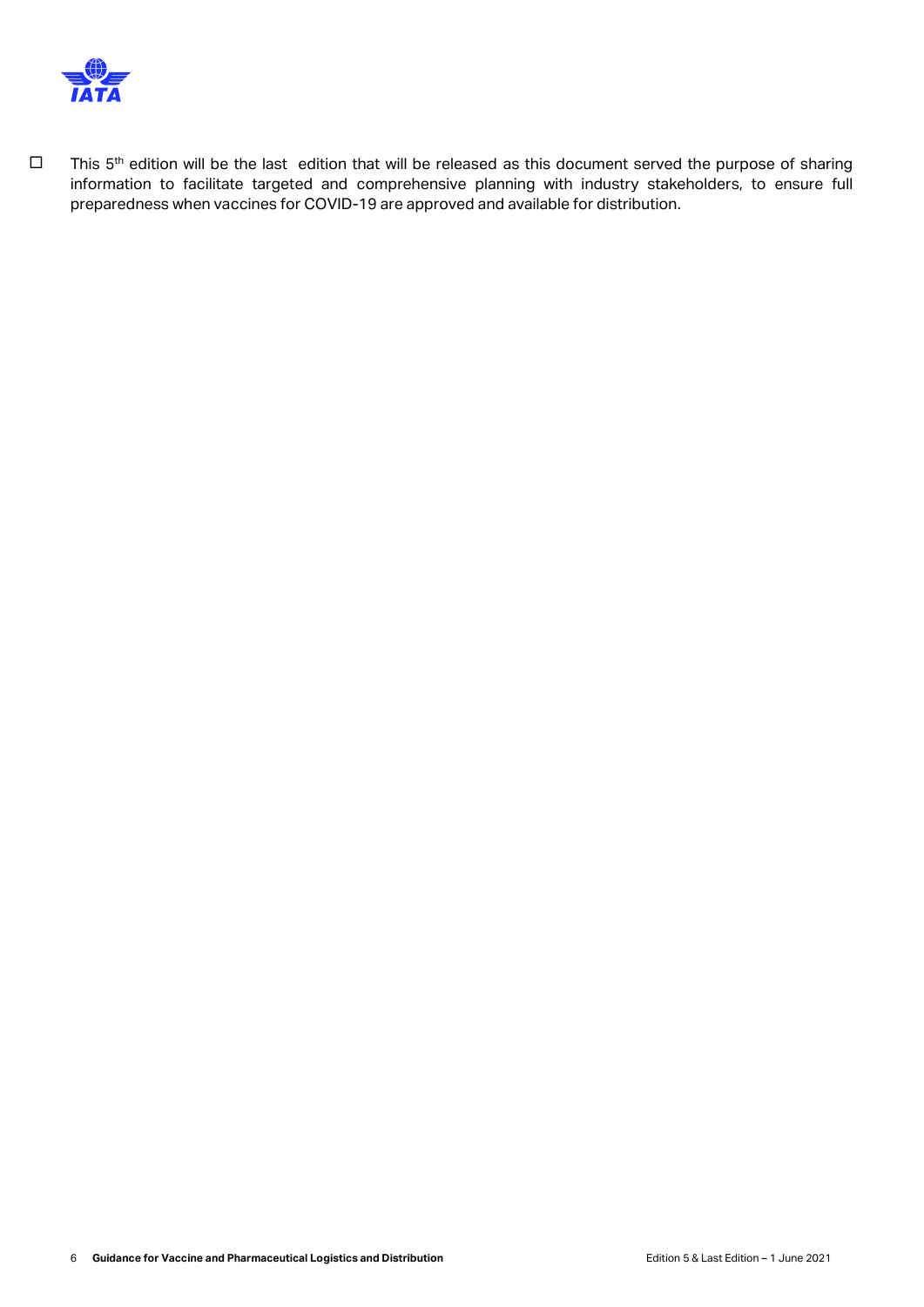- This 5th edition will be the last edition that will be released as this document served the purpose of sharing information to facilitate targeted and comprehensive planning with industry stakeholders, to ensure full preparedness when vaccines for COVID-19 are approved and available for distribution.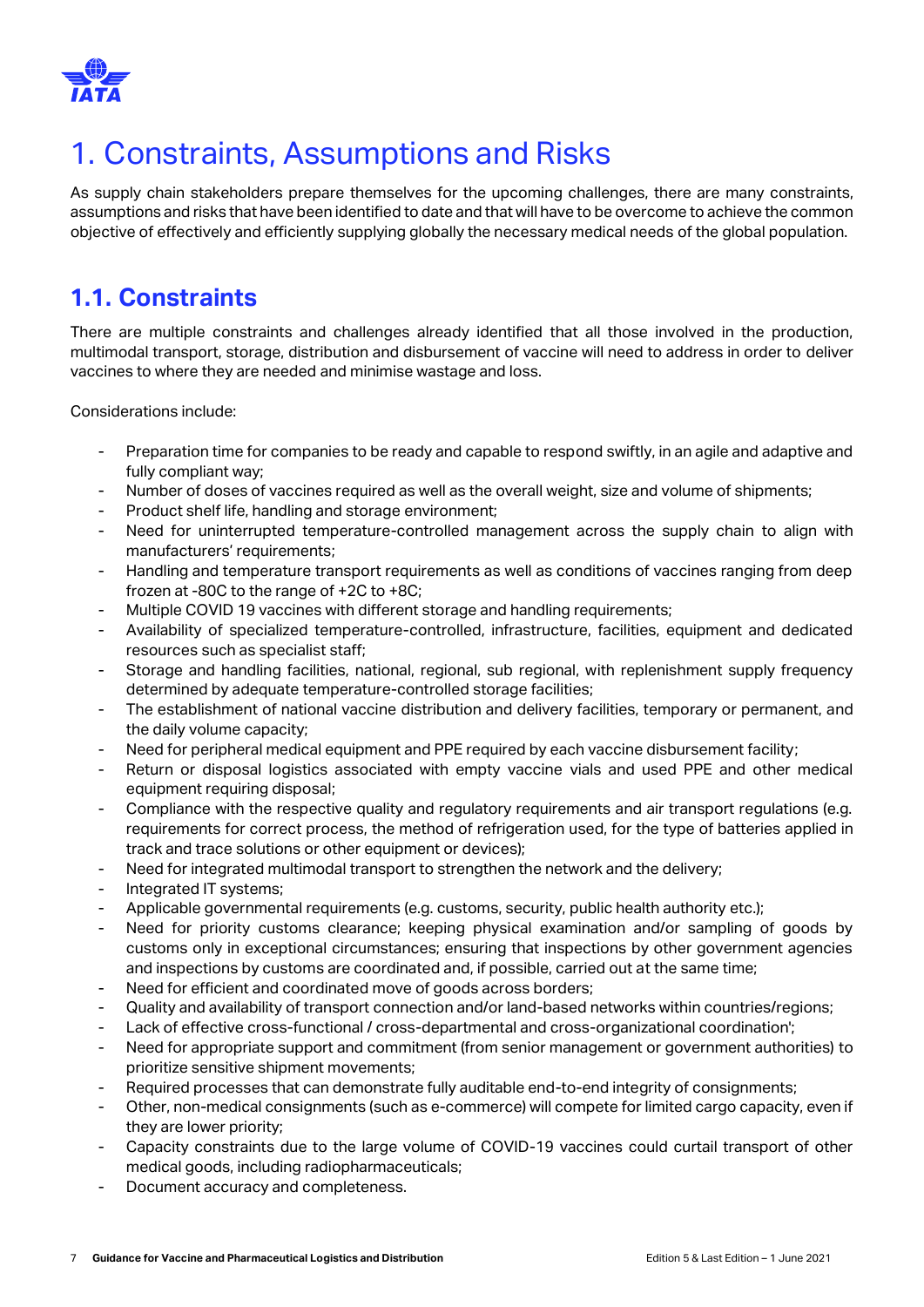# 1. Constraints, Assumptions and Risks

As supply chain stakeholders prepare themselves for the upcoming challenges, there are many constraints, assumptions and risks that have been identified to date and that will have to be overcome to achieve the common objective of effectively and efficiently supplying globally the necessary medical needs of the global population.

## 1.1. Constraints

There are multiple constraints and challenges already identified that all those involved in the production, multimodal transport, storage, distribution and disbursement of vaccine will need to address in order to deliver vaccines to where they are needed and minimise wastage and loss.

Considerations include:

- Preparation time for companies to be ready and capable to respond swiftly, in an agile and adaptive and fully compliant way;
- Number of doses of vaccines required as well as the overall weight, size and volume of shipments;
- Product shelf life, handling and storage environment;
- Need for uninterrupted temperature-controlled management across the supply chain to align with manufacturers' requirements;
- Handling and temperature transport requirements as well as conditions of vaccines ranging from deep frozen at -80C to the range of +2C to +8C;
- Multiple COVID 19 vaccines with different storage and handling requirements;
- Availability of specialized temperature-controlled, infrastructure, facilities, equipment and dedicated resources such as specialist staff;
- Storage and handling facilities, national, regional, sub regional, with replenishment supply frequency determined by adequate temperature-controlled storage facilities;
- The establishment of national vaccine distribution and delivery facilities, temporary or permanent, and the daily volume capacity;
- Need for peripheral medical equipment and PPE required by each vaccine disbursement facility;
- Return or disposal logistics associated with empty vaccine vials and used PPE and other medical equipment requiring disposal;
- Compliance with the respective quality and regulatory requirements and air transport regulations (e.g. requirements for correct process, the method of refrigeration used, for the type of batteries applied in track and trace solutions or other equipment or devices);
- Need for integrated multimodal transport to strengthen the network and the delivery;
- Integrated IT systems;
- Applicable governmental requirements (e.g. customs, security, public health authority etc.);
- Need for priority customs clearance; keeping physical examination and/or sampling of goods by customs only in exceptional circumstances; ensuring that inspections by other government agencies and inspections by customs are coordinated and, if possible, carried out at the same time;
- Need for efficient and coordinated move of goods across borders;
- Quality and availability of transport connection and/or land-based networks within countries/regions;
- Lack of effective cross-functional / cross-departmental and cross-organizational coordination';
- Need for appropriate support and commitment (from senior management or government authorities) to prioritize sensitive shipment movements;
- Required processes that can demonstrate fully auditable end-to-end integrity of consignments;
- Other, non-medical consignments (such as e-commerce) will compete for limited cargo capacity, even if they are lower priority;
- Capacity constraints due to the large volume of COVID-19 vaccines could curtail transport of other medical goods, including radiopharmaceuticals;
- Document accuracy and completeness.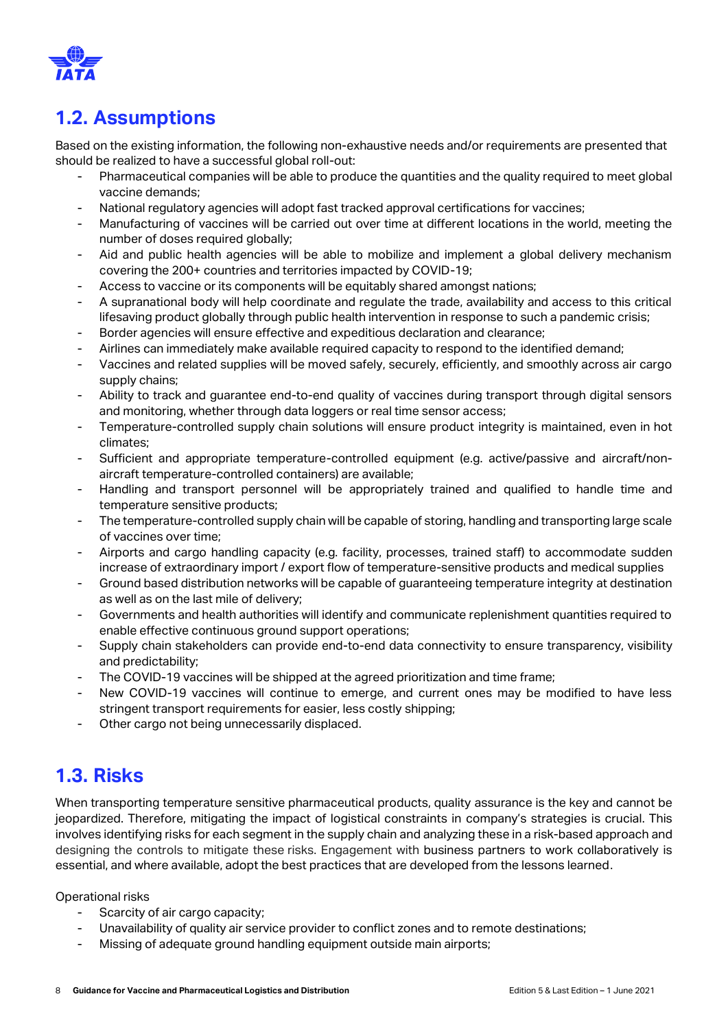## 1.2. Assumptions

Based on the existing information, the following non-exhaustive needs and/or requirements are presented that should be realized to have a successful global roll-out:

- Pharmaceutical companies will be able to produce the quantities and the quality required to meet global vaccine demands;
- National regulatory agencies will adopt fast tracked approval certifications for vaccines;
- Manufacturing of vaccines will be carried out over time at different locations in the world, meeting the number of doses required globally;
- Aid and public health agencies will be able to mobilize and implement a global delivery mechanism covering the 200+ countries and territories impacted by COVID-19;
- Access to vaccine or its components will be equitably shared amongst nations;
- A supranational body will help coordinate and regulate the trade, availability and access to this critical lifesaving product globally through public health intervention in response to such a pandemic crisis;
- Border agencies will ensure effective and expeditious declaration and clearance;
- Airlines can immediately make available required capacity to respond to the identified demand;
- Vaccines and related supplies will be moved safely, securely, efficiently, and smoothly across air cargo supply chains;
- Ability to track and guarantee end-to-end quality of vaccines during transport through digital sensors and monitoring, whether through data loggers or real time sensor access;
- Temperature-controlled supply chain solutions will ensure product integrity is maintained, even in hot climates;
- Sufficient and appropriate temperature-controlled equipment (e.g. active/passive and aircraft/non-aircraft temperature-controlled containers) are available;
- Handling and transport personnel will be appropriately trained and qualified to handle time and temperature sensitive products;
- The temperature-controlled supply chain will be capable of storing, handling and transporting large scale of vaccines over time;
- Airports and cargo handling capacity (e.g. facility, processes, trained staff) to accommodate sudden increase of extraordinary import / export flow of temperature-sensitive products and medical supplies
- Ground based distribution networks will be capable of guaranteeing temperature integrity at destination as well as on the last mile of delivery;
- Governments and health authorities will identify and communicate replenishment quantities required to enable effective continuous ground support operations;
- Supply chain stakeholders can provide end-to-end data connectivity to ensure transparency, visibility and predictability;
- The COVID-19 vaccines will be shipped at the agreed prioritization and time frame;
- New COVID-19 vaccines will continue to emerge, and current ones may be modified to have less stringent transport requirements for easier, less costly shipping;
- Other cargo not being unnecessarily displaced.

## 1.3. Risks

When transporting temperature sensitive pharmaceutical products, quality assurance is the key and cannot be jeopardized. Therefore, mitigating the impact of logistical constraints in company's strategies is crucial. This involves identifying risks for each segment in the supply chain and analyzing these in a risk-based approach and designing the controls to mitigate these risks. Engagement with business partners to work collaboratively is essential, and where available, adopt the best practices that are developed from the lessons learned.

Operational risks

- Scarcity of air cargo capacity;
- Unavailability of quality air service provider to conflict zones and to remote destinations;
- Missing of adequate ground handling equipment outside main airports;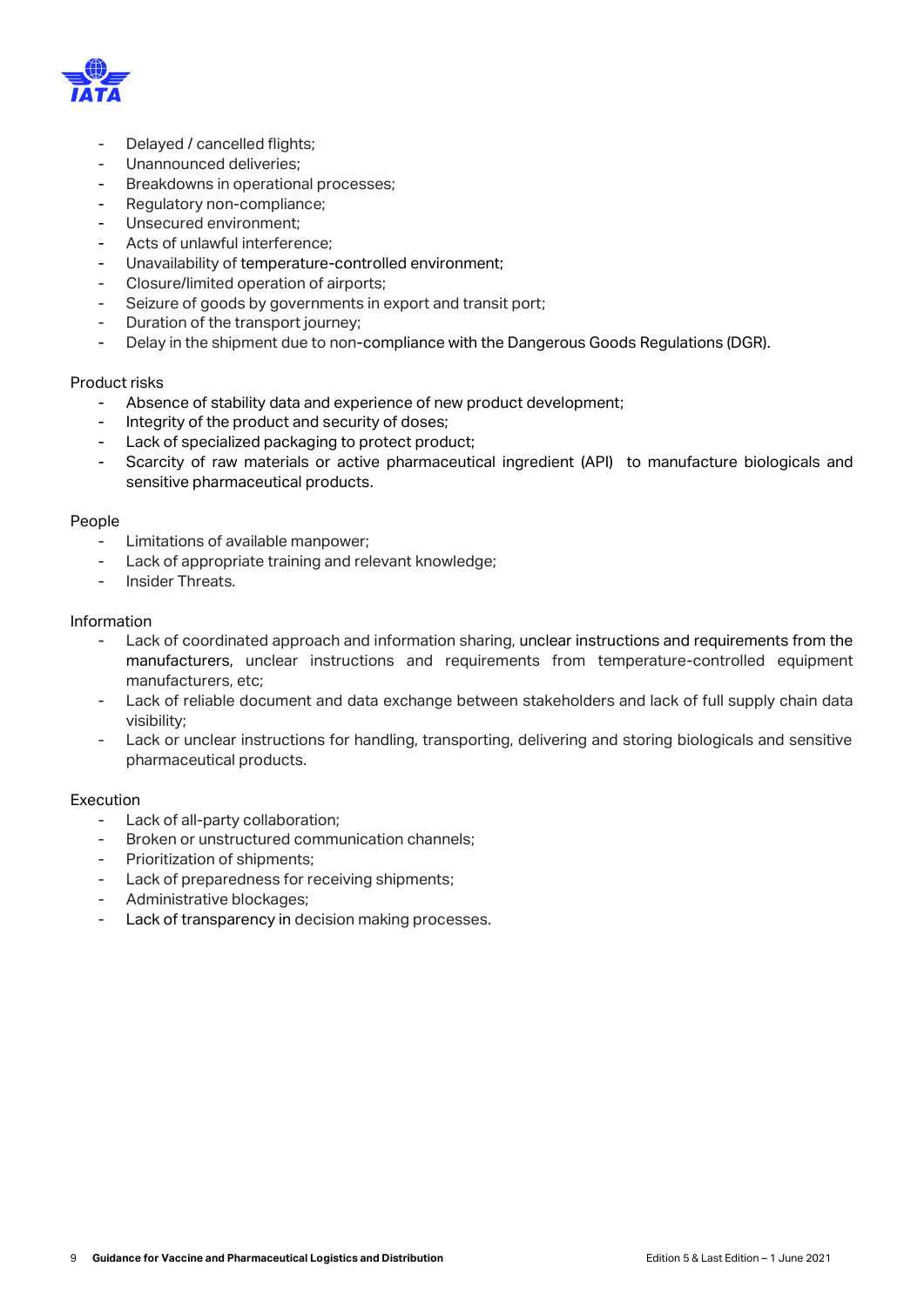- Delayed / cancelled flights;
- Unannounced deliveries;
- Breakdowns in operational processes;
- Regulatory non-compliance;
- Unsecured environment;
- Acts of unlawful interference;
- Unavailability of temperature-controlled environment;
- Closure/limited operation of airports;
- Seizure of goods by governments in export and transit port;
- Duration of the transport journey;
- Delay in the shipment due to non-compliance with the Dangerous Goods Regulations (DGR).

Product risks

- Absence of stability data and experience of new product development;
- Integrity of the product and security of doses;
- Lack of specialized packaging to protect product;
- Scarcity of raw materials or active pharmaceutical ingredient (API) to manufacture biologicals and sensitive pharmaceutical products.

People

- Limitations of available manpower;
- Lack of appropriate training and relevant knowledge;
- Insider Threats.

Information

- Lack of coordinated approach and information sharing, unclear instructions and requirements from the manufacturers, unclear instructions and requirements from temperature-controlled equipment manufacturers, etc;
- Lack of reliable document and data exchange between stakeholders and lack of full supply chain data visibility;
- Lack or unclear instructions for handling, transporting, delivering and storing biologicals and sensitive pharmaceutical products.

Execution

- Lack of all-party collaboration;
- Broken or unstructured communication channels;
- Prioritization of shipments;
- Lack of preparedness for receiving shipments;
- Administrative blockages;
- Lack of transparency in decision making processes.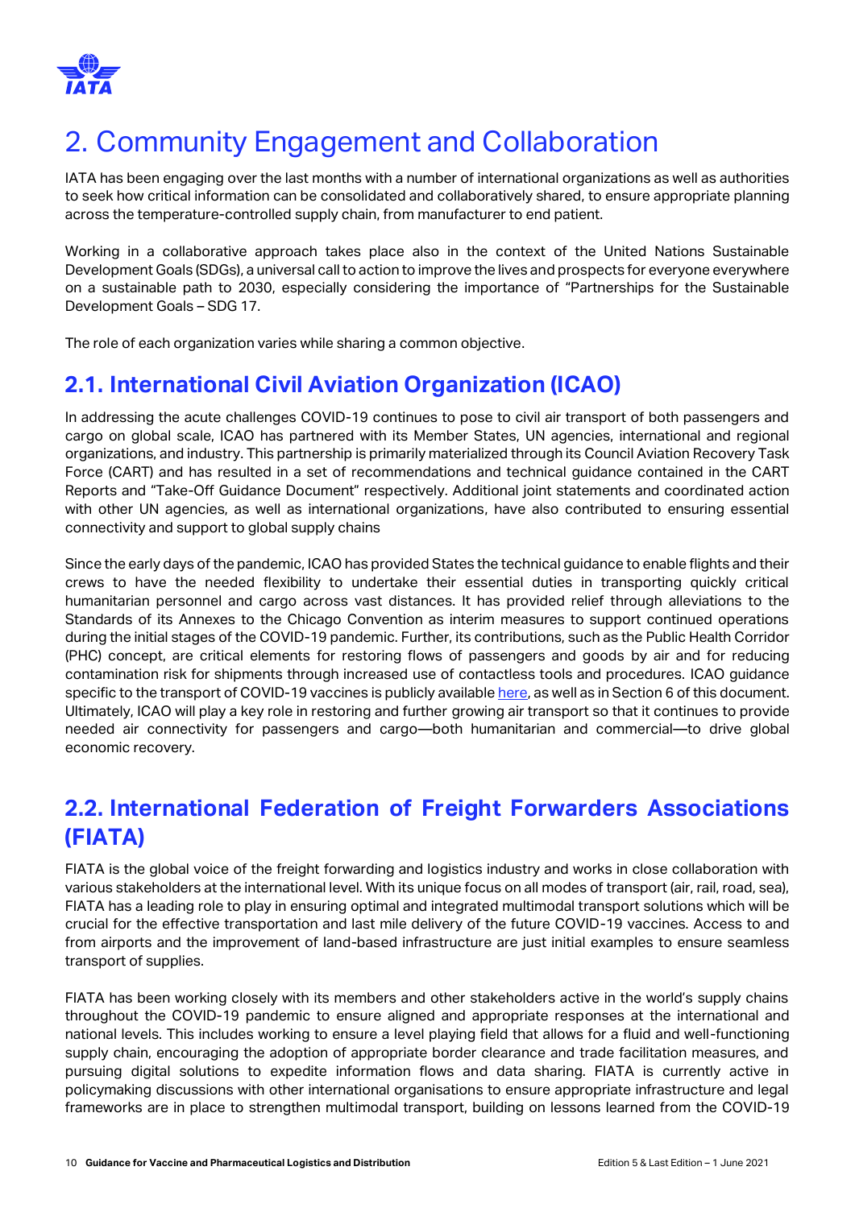# 2. Community Engagement and Collaboration

IATA has been engaging over the last months with a number of international organizations as well as authorities to seek how critical information can be consolidated and collaboratively shared, to ensure appropriate planning across the temperature-controlled supply chain, from manufacturer to end patient.

Working in a collaborative approach takes place also in the context of the United Nations Sustainable Development Goals (SDGs), a universal call to action to improve the lives and prospects for everyone everywhere on a sustainable path to 2030, especially considering the importance of "Partnerships for the Sustainable Development Goals – SDG 17.

The role of each organization varies while sharing a common objective.

## 2.1. International Civil Aviation Organization (ICAO)

In addressing the acute challenges COVID-19 continues to pose to civil air transport of both passengers and cargo on global scale, ICAO has partnered with its Member States, UN agencies, international and regional organizations, and industry. This partnership is primarily materialized through its Council Aviation Recovery Task Force (CART) and has resulted in a set of recommendations and technical guidance contained in the CART Reports and "Take-Off Guidance Document" respectively. Additional joint statements and coordinated action with other UN agencies, as well as international organizations, have also contributed to ensuring essential connectivity and support to global supply chains

Since the early days of the pandemic, ICAO has provided States the technical guidance to enable flights and their crews to have the needed flexibility to undertake their essential duties in transporting quickly critical humanitarian personnel and cargo across vast distances. It has provided relief through alleviations to the Standards of its Annexes to the Chicago Convention as interim measures to support continued operations during the initial stages of the COVID-19 pandemic. Further, its contributions, such as the Public Health Corridor (PHC) concept, are critical elements for restoring flows of passengers and goods by air and for reducing contamination risk for shipments through increased use of contactless tools and procedures. ICAO guidance specific to the transport of COVID-19 vaccines is publicly available here, as well as in Section 6 of this document. Ultimately, ICAO will play a key role in restoring and further growing air transport so that it continues to provide needed air connectivity for passengers and cargo—both humanitarian and commercial—to drive global economic recovery.

## 2.2. International Federation of Freight Forwarders Associations (FIATA)

FIATA is the global voice of the freight forwarding and logistics industry and works in close collaboration with various stakeholders at the international level. With its unique focus on all modes of transport (air, rail, road, sea), FIATA has a leading role to play in ensuring optimal and integrated multimodal transport solutions which will be crucial for the effective transportation and last mile delivery of the future COVID-19 vaccines. Access to and from airports and the improvement of land-based infrastructure are just initial examples to ensure seamless transport of supplies.

FIATA has been working closely with its members and other stakeholders active in the world's supply chains throughout the COVID-19 pandemic to ensure aligned and appropriate responses at the international and national levels. This includes working to ensure a level playing field that allows for a fluid and well-functioning supply chain, encouraging the adoption of appropriate border clearance and trade facilitation measures, and pursuing digital solutions to expedite information flows and data sharing. FIATA is currently active in policymaking discussions with other international organisations to ensure appropriate infrastructure and legal frameworks are in place to strengthen multimodal transport, building on lessons learned from the COVID-19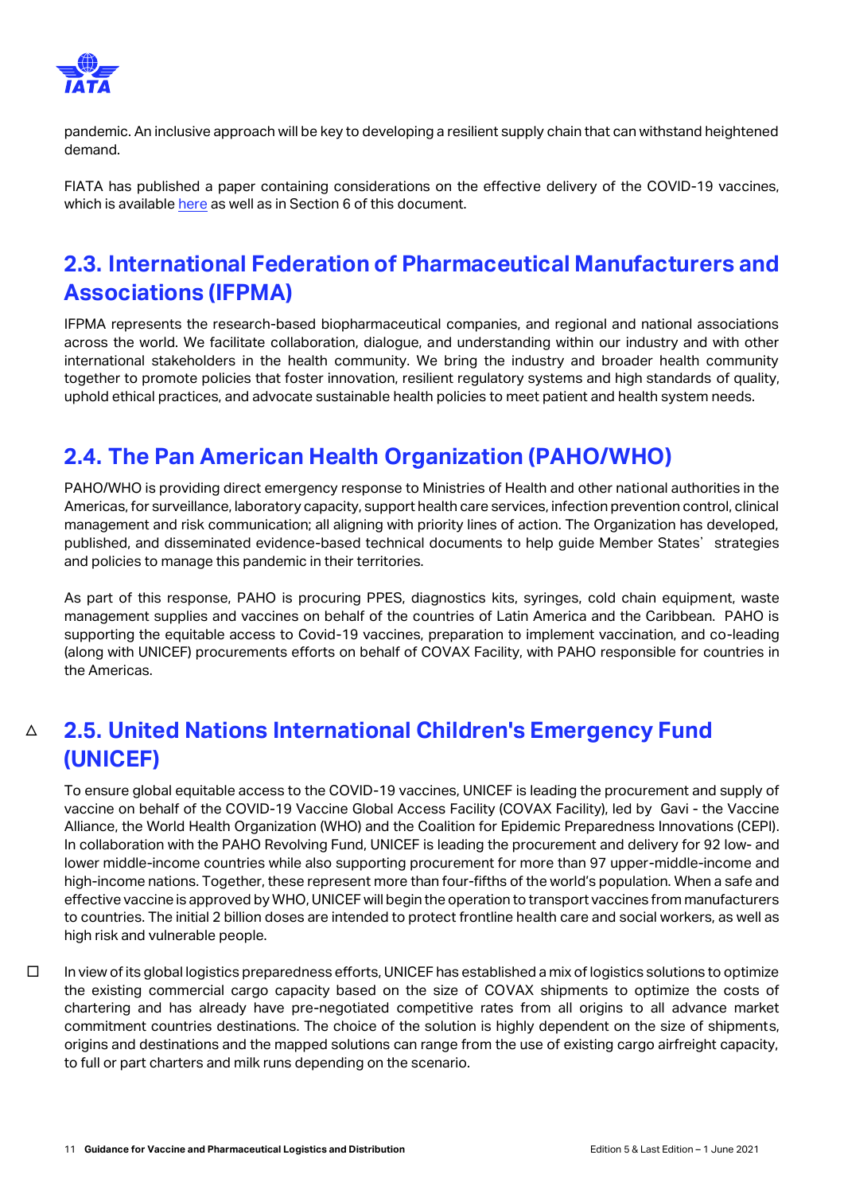pandemic. An inclusive approach will be key to developing a resilient supply chain that can withstand heightened demand.

FIATA has published a paper containing considerations on the effective delivery of the COVID-19 vaccines, which is available here as well as in Section 6 of this document.

## 2.3. International Federation of Pharmaceutical Manufacturers and Associations (IFPMA)

IFPMA represents the research-based biopharmaceutical companies, and regional and national associations across the world. We facilitate collaboration, dialogue, and understanding within our industry and with other international stakeholders in the health community. We bring the industry and broader health community together to promote policies that foster innovation, resilient regulatory systems and high standards of quality, uphold ethical practices, and advocate sustainable health policies to meet patient and health system needs.

## 2.4. The Pan American Health Organization (PAHO/WHO)

PAHO/WHO is providing direct emergency response to Ministries of Health and other national authorities in the Americas, for surveillance, laboratory capacity, support health care services, infection prevention control, clinical management and risk communication; all aligning with priority lines of action. The Organization has developed, published, and disseminated evidence-based technical documents to help guide Member States' strategies and policies to manage this pandemic in their territories.

As part of this response, PAHO is procuring PPES, diagnostics kits, syringes, cold chain equipment, waste management supplies and vaccines on behalf of the countries of Latin America and the Caribbean. PAHO is supporting the equitable access to Covid-19 vaccines, preparation to implement vaccination, and co-leading (along with UNICEF) procurements efforts on behalf of COVAX Facility, with PAHO responsible for countries in the Americas.

## 2.5. United Nations International Children's Emergency Fund (UNICEF)

To ensure global equitable access to the COVID-19 vaccines, UNICEF is leading the procurement and supply of vaccine on behalf of the COVID-19 Vaccine Global Access Facility (COVAX Facility), led by Gavi - the Vaccine Alliance, the World Health Organization (WHO) and the Coalition for Epidemic Preparedness Innovations (CEPI). In collaboration with the PAHO Revolving Fund, UNICEF is leading the procurement and delivery for 92 low- and lower middle-income countries while also supporting procurement for more than 97 upper-middle-income and high-income nations. Together, these represent more than four-fifths of the world's population. When a safe and effective vaccine is approved by WHO, UNICEF will begin the operation to transport vaccines from manufacturers to countries. The initial 2 billion doses are intended to protect frontline health care and social workers, as well as high risk and vulnerable people.

In view of its global logistics preparedness efforts, UNICEF has established a mix of logistics solutions to optimize the existing commercial cargo capacity based on the size of COVAX shipments to optimize the costs of chartering and has already have pre-negotiated competitive rates from all origins to all advance market commitment countries destinations. The choice of the solution is highly dependent on the size of shipments, origins and destinations and the mapped solutions can range from the use of existing cargo airfreight capacity, to full or part charters and milk runs depending on the scenario.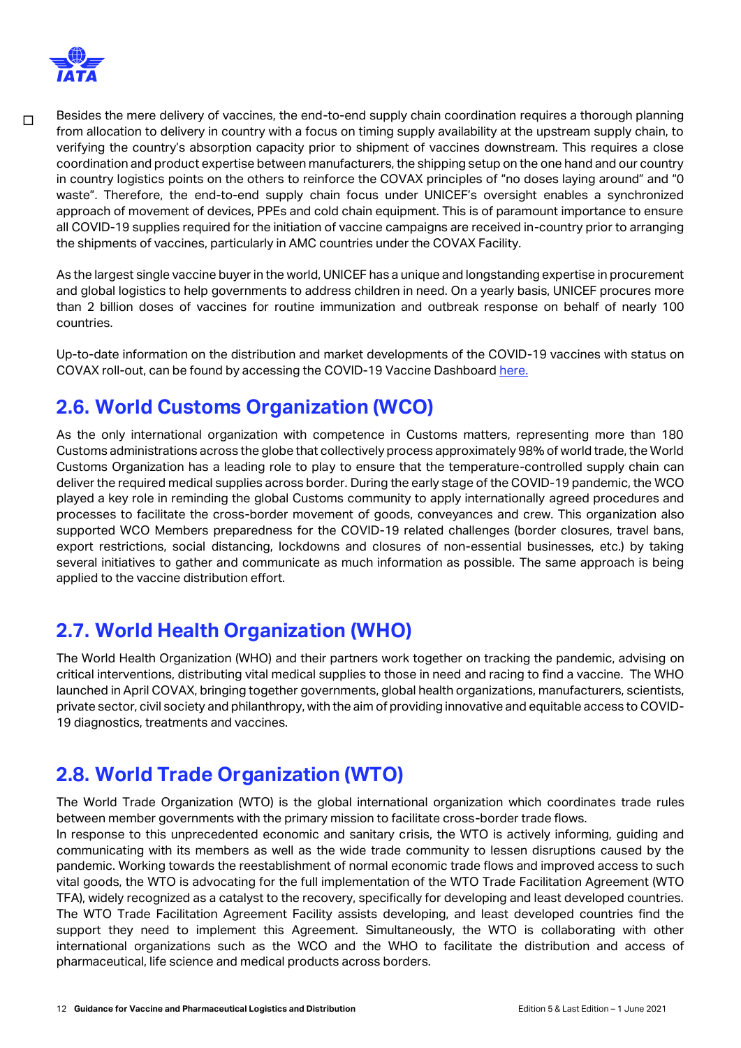- Besides the mere delivery of vaccines, the end-to-end supply chain coordination requires a thorough planning from allocation to delivery in country with a focus on timing supply availability at the upstream supply chain, to verifying the country's absorption capacity prior to shipment of vaccines downstream. This requires a close coordination and product expertise between manufacturers, the shipping setup on the one hand and our country in country logistics points on the others to reinforce the COVAX principles of "no doses laying around" and "0 waste". Therefore, the end-to-end supply chain focus under UNICEF's oversight enables a synchronized approach of movement of devices, PPEs and cold chain equipment. This is of paramount importance to ensure all COVID-19 supplies required for the initiation of vaccine campaigns are received in-country prior to arranging the shipments of vaccines, particularly in AMC countries under the COVAX Facility.

As the largest single vaccine buyer in the world, UNICEF has a unique and longstanding expertise in procurement and global logistics to help governments to address children in need. On a yearly basis, UNICEF procures more than 2 billion doses of vaccines for routine immunization and outbreak response on behalf of nearly 100 countries.

Up-to-date information on the distribution and market developments of the COVID-19 vaccines with status on COVAX roll-out, can be found by accessing the COVID-19 Vaccine Dashboard here.

## 2.6. World Customs Organization (WCO)

As the only international organization with competence in Customs matters, representing more than 180 Customs administrations across the globe that collectively process approximately 98% of world trade, the World Customs Organization has a leading role to play to ensure that the temperature-controlled supply chain can deliver the required medical supplies across border. During the early stage of the COVID-19 pandemic, the WCO played a key role in reminding the global Customs community to apply internationally agreed procedures and processes to facilitate the cross-border movement of goods, conveyances and crew. This organization also supported WCO Members preparedness for the COVID-19 related challenges (border closures, travel bans, export restrictions, social distancing, lockdowns and closures of non-essential businesses, etc.) by taking several initiatives to gather and communicate as much information as possible. The same approach is being applied to the vaccine distribution effort.

## 2.7. World Health Organization (WHO)

The World Health Organization (WHO) and their partners work together on tracking the pandemic, advising on critical interventions, distributing vital medical supplies to those in need and racing to find a vaccine. The WHO launched in April COVAX, bringing together governments, global health organizations, manufacturers, scientists, private sector, civil society and philanthropy, with the aim of providing innovative and equitable access to COVID-19 diagnostics, treatments and vaccines.

## 2.8. World Trade Organization (WTO)

The World Trade Organization (WTO) is the global international organization which coordinates trade rules between member governments with the primary mission to facilitate cross-border trade flows.

In response to this unprecedented economic and sanitary crisis, the WTO is actively informing, guiding and communicating with its members as well as the wide trade community to lessen disruptions caused by the pandemic. Working towards the reestablishment of normal economic trade flows and improved access to such vital goods, the WTO is advocating for the full implementation of the WTO Trade Facilitation Agreement (WTO TFA), widely recognized as a catalyst to the recovery, specifically for developing and least developed countries. The WTO Trade Facilitation Agreement Facility assists developing, and least developed countries find the support they need to implement this Agreement. Simultaneously, the WTO is collaborating with other international organizations such as the WCO and the WHO to facilitate the distribution and access of pharmaceutical, life science and medical products across borders.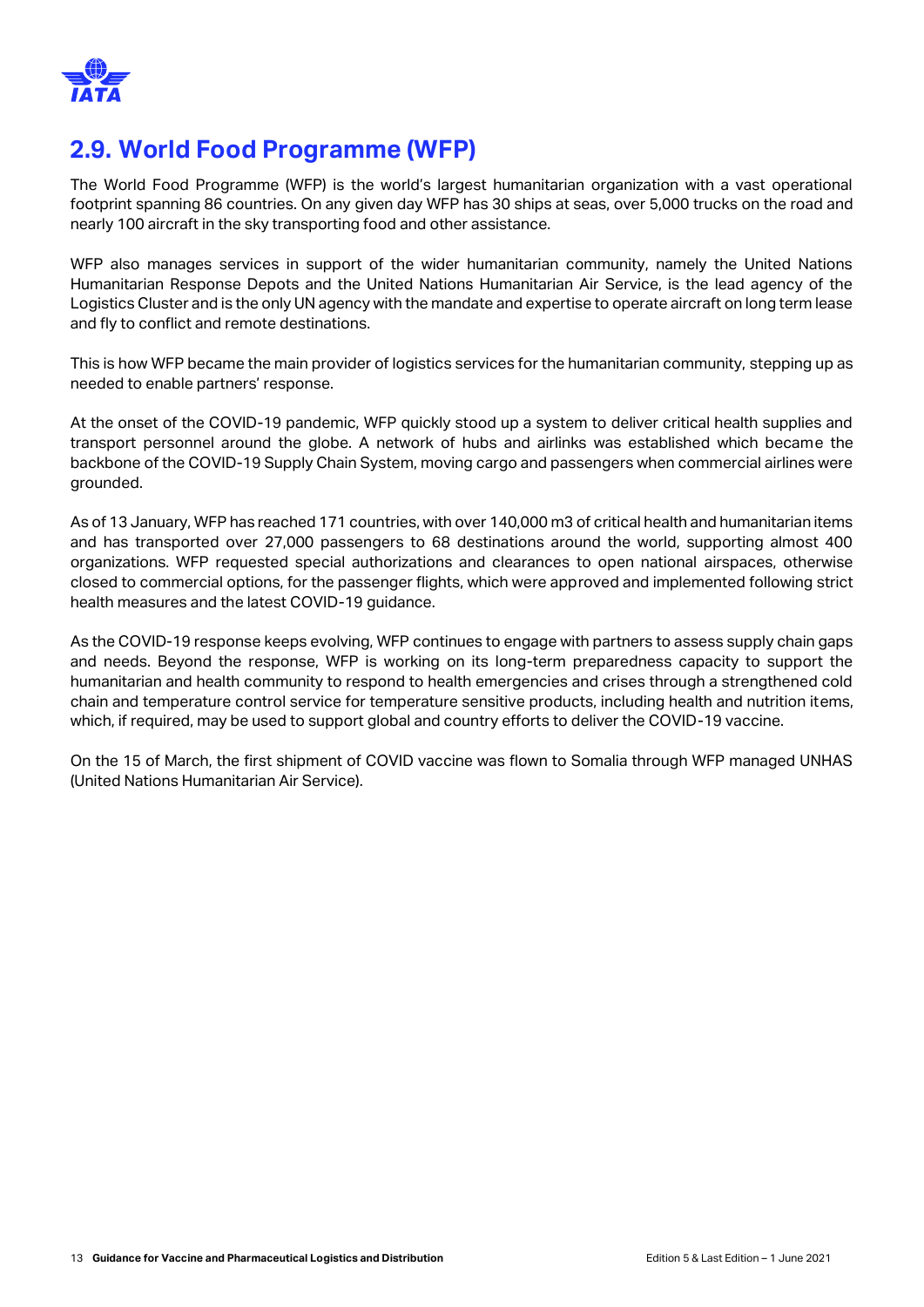## 2.9. World Food Programme (WFP)

The World Food Programme (WFP) is the world's largest humanitarian organization with a vast operational footprint spanning 86 countries. On any given day WFP has 30 ships at seas, over 5,000 trucks on the road and nearly 100 aircraft in the sky transporting food and other assistance.

WFP also manages services in support of the wider humanitarian community, namely the United Nations Humanitarian Response Depots and the United Nations Humanitarian Air Service, is the lead agency of the Logistics Cluster and is the only UN agency with the mandate and expertise to operate aircraft on long term lease and fly to conflict and remote destinations.

This is how WFP became the main provider of logistics services for the humanitarian community, stepping up as needed to enable partners' response.

At the onset of the COVID-19 pandemic, WFP quickly stood up a system to deliver critical health supplies and transport personnel around the globe. A network of hubs and airlinks was established which became the backbone of the COVID-19 Supply Chain System, moving cargo and passengers when commercial airlines were grounded.

As of 13 January, WFP has reached 171 countries, with over 140,000 m3 of critical health and humanitarian items and has transported over 27,000 passengers to 68 destinations around the world, supporting almost 400 organizations. WFP requested special authorizations and clearances to open national airspaces, otherwise closed to commercial options, for the passenger flights, which were approved and implemented following strict health measures and the latest COVID-19 guidance.

As the COVID-19 response keeps evolving, WFP continues to engage with partners to assess supply chain gaps and needs. Beyond the response, WFP is working on its long-term preparedness capacity to support the humanitarian and health community to respond to health emergencies and crises through a strengthened cold chain and temperature control service for temperature sensitive products, including health and nutrition items, which, if required, may be used to support global and country efforts to deliver the COVID-19 vaccine.

On the 15 of March, the first shipment of COVID vaccine was flown to Somalia through WFP managed UNHAS (United Nations Humanitarian Air Service).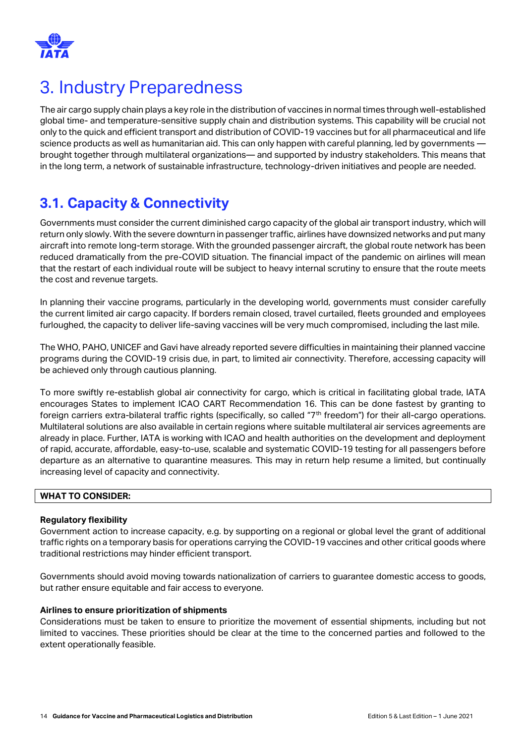# 3. Industry Preparedness

The air cargo supply chain plays a key role in the distribution of vaccines in normal times through well-established global time- and temperature-sensitive supply chain and distribution systems. This capability will be crucial not only to the quick and efficient transport and distribution of COVID-19 vaccines but for all pharmaceutical and life science products as well as humanitarian aid. This can only happen with careful planning, led by governments — brought together through multilateral organizations— and supported by industry stakeholders. This means that in the long term, a network of sustainable infrastructure, technology-driven initiatives and people are needed.

## 3.1. Capacity & Connectivity

Governments must consider the current diminished cargo capacity of the global air transport industry, which will return only slowly. With the severe downturn in passenger traffic, airlines have downsized networks and put many aircraft into remote long-term storage. With the grounded passenger aircraft, the global route network has been reduced dramatically from the pre-COVID situation. The financial impact of the pandemic on airlines will mean that the restart of each individual route will be subject to heavy internal scrutiny to ensure that the route meets the cost and revenue targets.

In planning their vaccine programs, particularly in the developing world, governments must consider carefully the current limited air cargo capacity. If borders remain closed, travel curtailed, fleets grounded and employees furloughed, the capacity to deliver life-saving vaccines will be very much compromised, including the last mile.

The WHO, PAHO, UNICEF and Gavi have already reported severe difficulties in maintaining their planned vaccine programs during the COVID-19 crisis due, in part, to limited air connectivity. Therefore, accessing capacity will be achieved only through cautious planning.

To more swiftly re-establish global air connectivity for cargo, which is critical in facilitating global trade, IATA encourages States to implement ICAO CART Recommendation 16. This can be done fastest by granting to foreign carriers extra-bilateral traffic rights (specifically, so called "7th freedom") for their all-cargo operations. Multilateral solutions are also available in certain regions where suitable multilateral air services agreements are already in place. Further, IATA is working with ICAO and health authorities on the development and deployment of rapid, accurate, affordable, easy-to-use, scalable and systematic COVID-19 testing for all passengers before departure as an alternative to quarantine measures. This may in return help resume a limited, but continually increasing level of capacity and connectivity.

**WHAT TO CONSIDER:**

**Regulatory flexibility**
Government action to increase capacity, e.g. by supporting on a regional or global level the grant of additional traffic rights on a temporary basis for operations carrying the COVID-19 vaccines and other critical goods where traditional restrictions may hinder efficient transport.

Governments should avoid moving towards nationalization of carriers to guarantee domestic access to goods, but rather ensure equitable and fair access to everyone.

**Airlines to ensure prioritization of shipments**
Considerations must be taken to ensure to prioritize the movement of essential shipments, including but not limited to vaccines. These priorities should be clear at the time to the concerned parties and followed to the extent operationally feasible.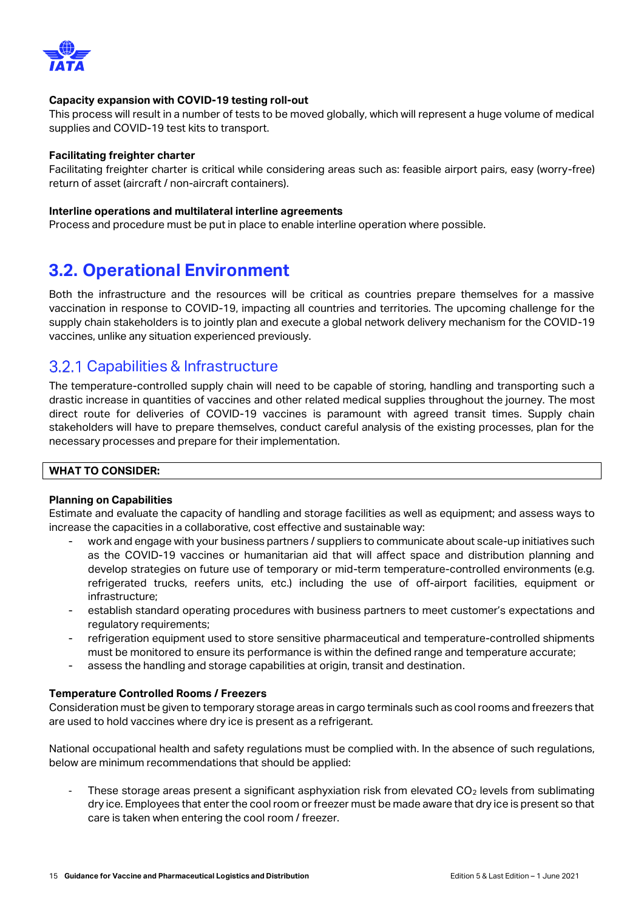**Capacity expansion with COVID-19 testing roll-out**
This process will result in a number of tests to be moved globally, which will represent a huge volume of medical supplies and COVID-19 test kits to transport.

**Facilitating freighter charter**
Facilitating freighter charter is critical while considering areas such as: feasible airport pairs, easy (worry-free) return of asset (aircraft / non-aircraft containers).

**Interline operations and multilateral interline agreements**
Process and procedure must be put in place to enable interline operation where possible.

## 3.2. Operational Environment

Both the infrastructure and the resources will be critical as countries prepare themselves for a massive vaccination in response to COVID-19, impacting all countries and territories. The upcoming challenge for the supply chain stakeholders is to jointly plan and execute a global network delivery mechanism for the COVID-19 vaccines, unlike any situation experienced previously.

### 3.2.1 Capabilities & Infrastructure

The temperature-controlled supply chain will need to be capable of storing, handling and transporting such a drastic increase in quantities of vaccines and other related medical supplies throughout the journey. The most direct route for deliveries of COVID-19 vaccines is paramount with agreed transit times. Supply chain stakeholders will have to prepare themselves, conduct careful analysis of the existing processes, plan for the necessary processes and prepare for their implementation.

**WHAT TO CONSIDER:**

**Planning on Capabilities**
Estimate and evaluate the capacity of handling and storage facilities as well as equipment; and assess ways to increase the capacities in a collaborative, cost effective and sustainable way:

- work and engage with your business partners / suppliers to communicate about scale-up initiatives such as the COVID-19 vaccines or humanitarian aid that will affect space and distribution planning and develop strategies on future use of temporary or mid-term temperature-controlled environments (e.g. refrigerated trucks, reefers units, etc.) including the use of off-airport facilities, equipment or infrastructure;
- establish standard operating procedures with business partners to meet customer's expectations and regulatory requirements;
- refrigeration equipment used to store sensitive pharmaceutical and temperature-controlled shipments must be monitored to ensure its performance is within the defined range and temperature accurate;
- assess the handling and storage capabilities at origin, transit and destination.

**Temperature Controlled Rooms / Freezers**
Consideration must be given to temporary storage areas in cargo terminals such as cool rooms and freezers that are used to hold vaccines where dry ice is present as a refrigerant.

National occupational health and safety regulations must be complied with. In the absence of such regulations, below are minimum recommendations that should be applied:

- These storage areas present a significant asphyxiation risk from elevated $CO_2$ levels from sublimating dry ice. Employees that enter the cool room or freezer must be made aware that dry ice is present so that care is taken when entering the cool room / freezer.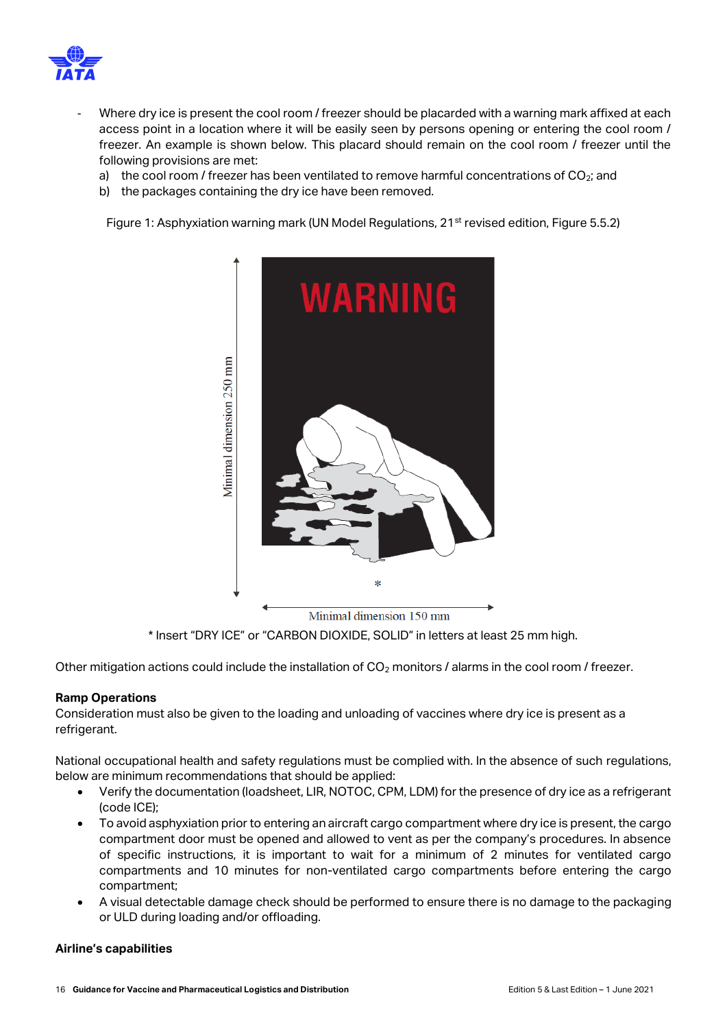- Where dry ice is present the cool room / freezer should be placarded with a warning mark affixed at each access point in a location where it will be easily seen by persons opening or entering the cool room / freezer. An example is shown below. This placard should remain on the cool room / freezer until the following provisions are met:
  a) the cool room / freezer has been ventilated to remove harmful concentrations of $CO_2$; and
  b) the packages containing the dry ice have been removed.

Figure 1: Asphyxiation warning mark (UN Model Regulations, 21st revised edition, Figure 5.5.2)

WARNING

Minimal dimension 250 mm

Minimal dimension 150 mm

\* Insert "DRY ICE" or "CARBON DIOXIDE, SOLID" in letters at least 25 mm high.

Other mitigation actions could include the installation of $CO_2$ monitors / alarms in the cool room / freezer.

**Ramp Operations**

Consideration must also be given to the loading and unloading of vaccines where dry ice is present as a refrigerant.

National occupational health and safety regulations must be complied with. In the absence of such regulations, below are minimum recommendations that should be applied:

- Verify the documentation (loadsheet, LIR, NOTOC, CPM, LDM) for the presence of dry ice as a refrigerant (code ICE);
- To avoid asphyxiation prior to entering an aircraft cargo compartment where dry ice is present, the cargo compartment door must be opened and allowed to vent as per the company's procedures. In absence of specific instructions, it is important to wait for a minimum of 2 minutes for ventilated cargo compartments and 10 minutes for non-ventilated cargo compartments before entering the cargo compartment;
- A visual detectable damage check should be performed to ensure there is no damage to the packaging or ULD during loading and/or offloading.

**Airline's capabilities**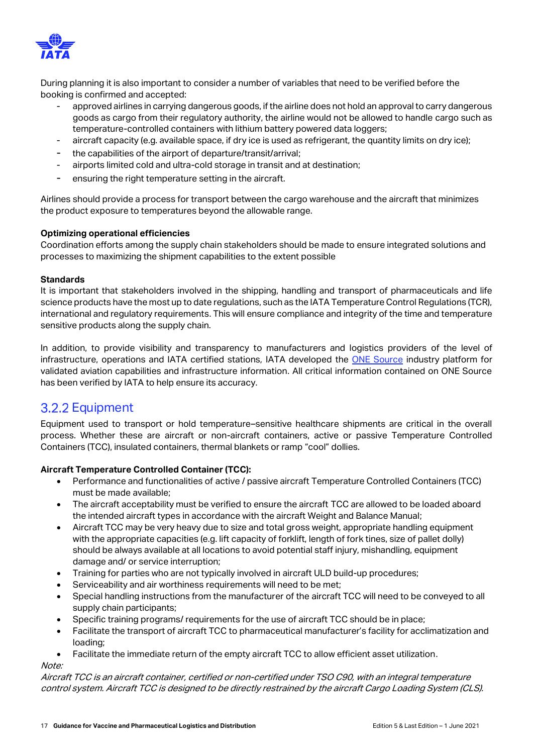During planning it is also important to consider a number of variables that need to be verified before the booking is confirmed and accepted:

- approved airlines in carrying dangerous goods, if the airline does not hold an approval to carry dangerous goods as cargo from their regulatory authority, the airline would not be allowed to handle cargo such as temperature-controlled containers with lithium battery powered data loggers;
- aircraft capacity (e.g. available space, if dry ice is used as refrigerant, the quantity limits on dry ice);
- the capabilities of the airport of departure/transit/arrival;
- airports limited cold and ultra-cold storage in transit and at destination;
- ensuring the right temperature setting in the aircraft.

Airlines should provide a process for transport between the cargo warehouse and the aircraft that minimizes the product exposure to temperatures beyond the allowable range.

**Optimizing operational efficiencies**

Coordination efforts among the supply chain stakeholders should be made to ensure integrated solutions and processes to maximizing the shipment capabilities to the extent possible

**Standards**

It is important that stakeholders involved in the shipping, handling and transport of pharmaceuticals and life science products have the most up to date regulations, such as the IATA Temperature Control Regulations (TCR), international and regulatory requirements. This will ensure compliance and integrity of the time and temperature sensitive products along the supply chain.

In addition, to provide visibility and transparency to manufacturers and logistics providers of the level of infrastructure, operations and IATA certified stations, IATA developed the ONE Source industry platform for validated aviation capabilities and infrastructure information. All critical information contained on ONE Source has been verified by IATA to help ensure its accuracy.

### 3.2.2 Equipment

Equipment used to transport or hold temperature–sensitive healthcare shipments are critical in the overall process. Whether these are aircraft or non-aircraft containers, active or passive Temperature Controlled Containers (TCC), insulated containers, thermal blankets or ramp "cool" dollies.

**Aircraft Temperature Controlled Container (TCC):**

- Performance and functionalities of active / passive aircraft Temperature Controlled Containers (TCC) must be made available;
- The aircraft acceptability must be verified to ensure the aircraft TCC are allowed to be loaded aboard the intended aircraft types in accordance with the aircraft Weight and Balance Manual;
- Aircraft TCC may be very heavy due to size and total gross weight, appropriate handling equipment with the appropriate capacities (e.g. lift capacity of forklift, length of fork tines, size of pallet dolly) should be always available at all locations to avoid potential staff injury, mishandling, equipment damage and/ or service interruption;
- Training for parties who are not typically involved in aircraft ULD build-up procedures;
- Serviceability and air worthiness requirements will need to be met;
- Special handling instructions from the manufacturer of the aircraft TCC will need to be conveyed to all supply chain participants;
- Specific training programs/ requirements for the use of aircraft TCC should be in place;
- Facilitate the transport of aircraft TCC to pharmaceutical manufacturer's facility for acclimatization and loading;
- Facilitate the immediate return of the empty aircraft TCC to allow efficient asset utilization.

*Note:*

*Aircraft TCC is an aircraft container, certified or non-certified under TSO C90, with an integral temperature control system. Aircraft TCC is designed to be directly restrained by the aircraft Cargo Loading System (CLS).*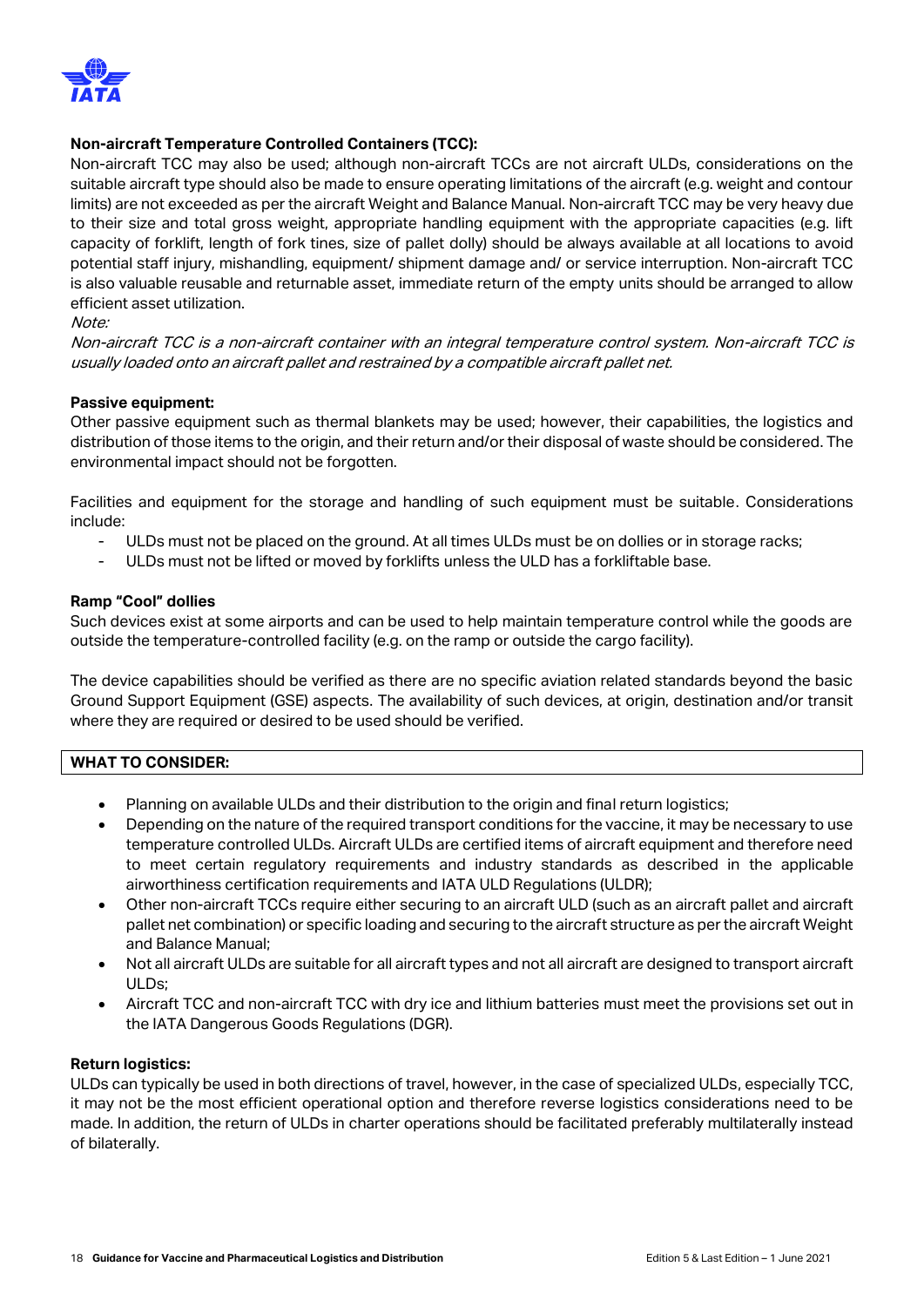**Non-aircraft Temperature Controlled Containers (TCC):**

Non-aircraft TCC may also be used; although non-aircraft TCCs are not aircraft ULDs, considerations on the suitable aircraft type should also be made to ensure operating limitations of the aircraft (e.g. weight and contour limits) are not exceeded as per the aircraft Weight and Balance Manual. Non-aircraft TCC may be very heavy due to their size and total gross weight, appropriate handling equipment with the appropriate capacities (e.g. lift capacity of forklift, length of fork tines, size of pallet dolly) should be always available at all locations to avoid potential staff injury, mishandling, equipment/ shipment damage and/ or service interruption. Non-aircraft TCC is also valuable reusable and returnable asset, immediate return of the empty units should be arranged to allow efficient asset utilization.

*Note:*

*Non-aircraft TCC is a non-aircraft container with an integral temperature control system. Non-aircraft TCC is usually loaded onto an aircraft pallet and restrained by a compatible aircraft pallet net.*

**Passive equipment:**

Other passive equipment such as thermal blankets may be used; however, their capabilities, the logistics and distribution of those items to the origin, and their return and/or their disposal of waste should be considered. The environmental impact should not be forgotten.

Facilities and equipment for the storage and handling of such equipment must be suitable. Considerations include:

- ULDs must not be placed on the ground. At all times ULDs must be on dollies or in storage racks;
- ULDs must not be lifted or moved by forklifts unless the ULD has a forkliftable base.

**Ramp "Cool" dollies**

Such devices exist at some airports and can be used to help maintain temperature control while the goods are outside the temperature-controlled facility (e.g. on the ramp or outside the cargo facility).

The device capabilities should be verified as there are no specific aviation related standards beyond the basic Ground Support Equipment (GSE) aspects. The availability of such devices, at origin, destination and/or transit where they are required or desired to be used should be verified.

**WHAT TO CONSIDER:**

- Planning on available ULDs and their distribution to the origin and final return logistics;
- Depending on the nature of the required transport conditions for the vaccine, it may be necessary to use temperature controlled ULDs. Aircraft ULDs are certified items of aircraft equipment and therefore need to meet certain regulatory requirements and industry standards as described in the applicable airworthiness certification requirements and IATA ULD Regulations (ULDR);
- Other non-aircraft TCCs require either securing to an aircraft ULD (such as an aircraft pallet and aircraft pallet net combination) or specific loading and securing to the aircraft structure as per the aircraft Weight and Balance Manual;
- Not all aircraft ULDs are suitable for all aircraft types and not all aircraft are designed to transport aircraft ULDs;
- Aircraft TCC and non-aircraft TCC with dry ice and lithium batteries must meet the provisions set out in the IATA Dangerous Goods Regulations (DGR).

**Return logistics:**

ULDs can typically be used in both directions of travel, however, in the case of specialized ULDs, especially TCC, it may not be the most efficient operational option and therefore reverse logistics considerations need to be made. In addition, the return of ULDs in charter operations should be facilitated preferably multilaterally instead of bilaterally.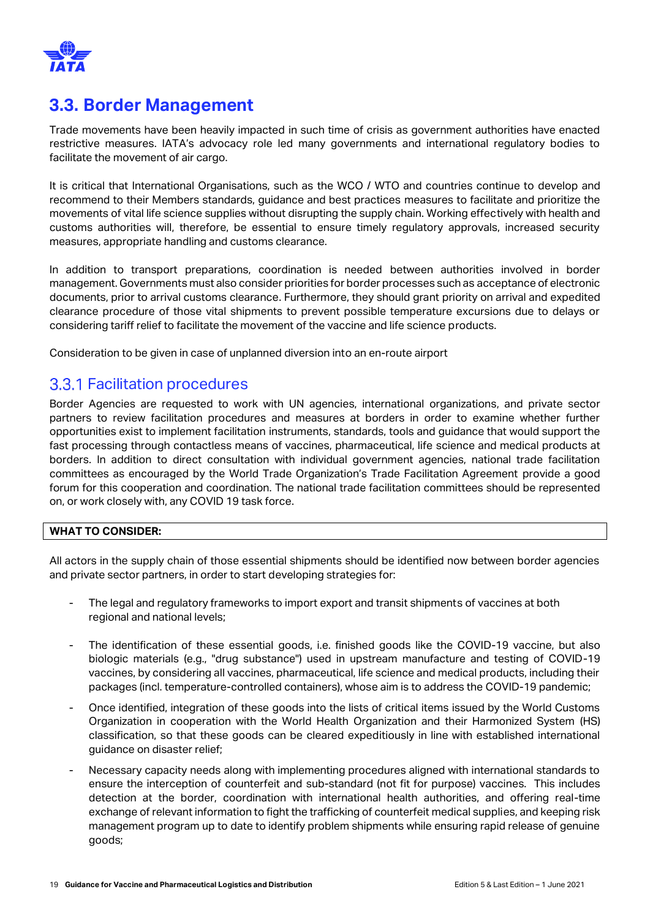## 3.3. Border Management

Trade movements have been heavily impacted in such time of crisis as government authorities have enacted restrictive measures. IATA's advocacy role led many governments and international regulatory bodies to facilitate the movement of air cargo.

It is critical that International Organisations, such as the WCO / WTO and countries continue to develop and recommend to their Members standards, guidance and best practices measures to facilitate and prioritize the movements of vital life science supplies without disrupting the supply chain. Working effectively with health and customs authorities will, therefore, be essential to ensure timely regulatory approvals, increased security measures, appropriate handling and customs clearance.

In addition to transport preparations, coordination is needed between authorities involved in border management. Governments must also consider priorities for border processes such as acceptance of electronic documents, prior to arrival customs clearance. Furthermore, they should grant priority on arrival and expedited clearance procedure of those vital shipments to prevent possible temperature excursions due to delays or considering tariff relief to facilitate the movement of the vaccine and life science products.

Consideration to be given in case of unplanned diversion into an en-route airport

### 3.3.1 Facilitation procedures

Border Agencies are requested to work with UN agencies, international organizations, and private sector partners to review facilitation procedures and measures at borders in order to examine whether further opportunities exist to implement facilitation instruments, standards, tools and guidance that would support the fast processing through contactless means of vaccines, pharmaceutical, life science and medical products at borders. In addition to direct consultation with individual government agencies, national trade facilitation committees as encouraged by the World Trade Organization's Trade Facilitation Agreement provide a good forum for this cooperation and coordination. The national trade facilitation committees should be represented on, or work closely with, any COVID 19 task force.

**WHAT TO CONSIDER:**

All actors in the supply chain of those essential shipments should be identified now between border agencies and private sector partners, in order to start developing strategies for:

- The legal and regulatory frameworks to import export and transit shipments of vaccines at both regional and national levels;
- The identification of these essential goods, i.e. finished goods like the COVID-19 vaccine, but also biologic materials (e.g., "drug substance") used in upstream manufacture and testing of COVID-19 vaccines, by considering all vaccines, pharmaceutical, life science and medical products, including their packages (incl. temperature-controlled containers), whose aim is to address the COVID-19 pandemic;
- Once identified, integration of these goods into the lists of critical items issued by the World Customs Organization in cooperation with the World Health Organization and their Harmonized System (HS) classification, so that these goods can be cleared expeditiously in line with established international guidance on disaster relief;
- Necessary capacity needs along with implementing procedures aligned with international standards to ensure the interception of counterfeit and sub-standard (not fit for purpose) vaccines. This includes detection at the border, coordination with international health authorities, and offering real-time exchange of relevant information to fight the trafficking of counterfeit medical supplies, and keeping risk management program up to date to identify problem shipments while ensuring rapid release of genuine goods;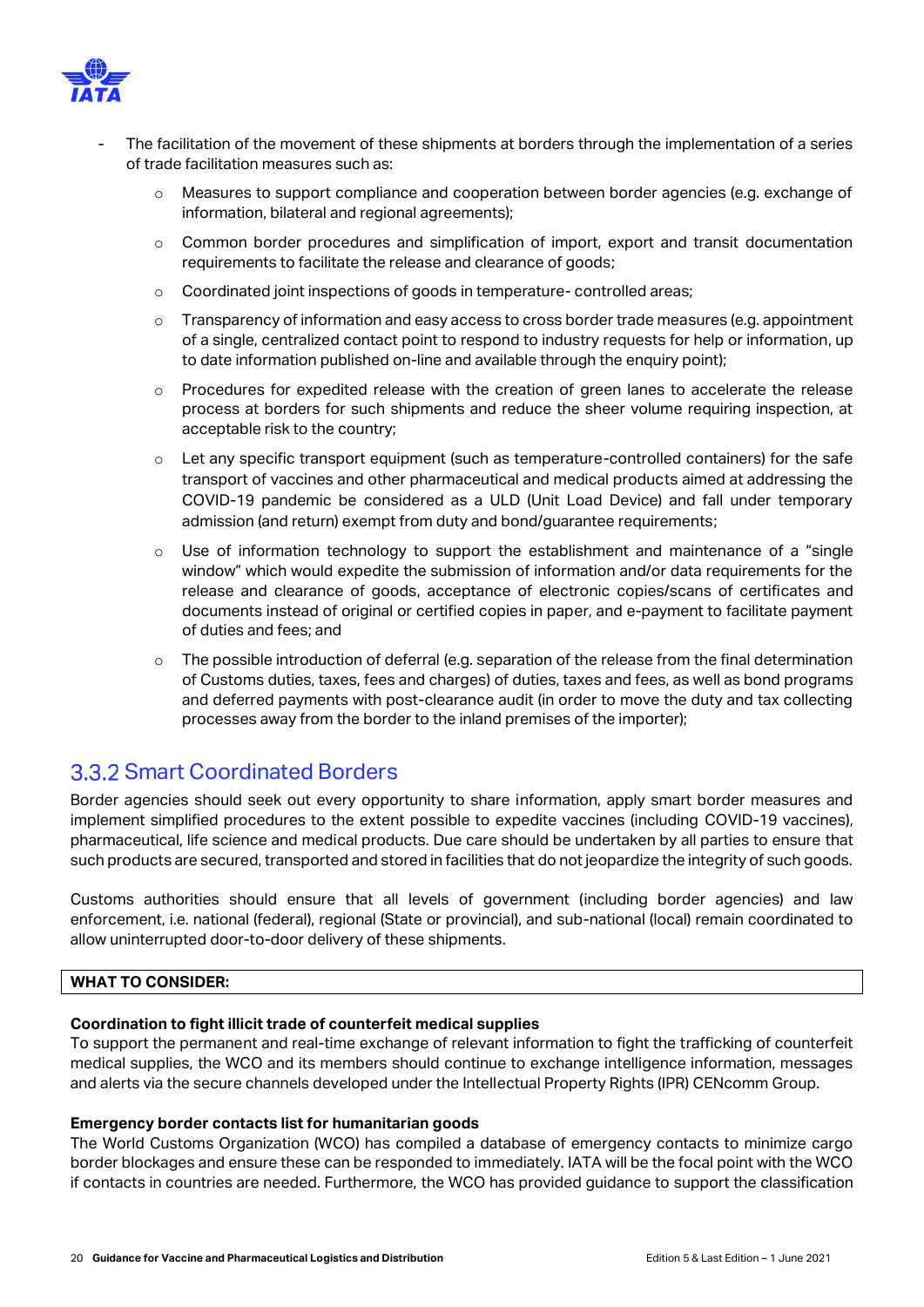- The facilitation of the movement of these shipments at borders through the implementation of a series of trade facilitation measures such as:
    - Measures to support compliance and cooperation between border agencies (e.g. exchange of information, bilateral and regional agreements);
    - Common border procedures and simplification of import, export and transit documentation requirements to facilitate the release and clearance of goods;
    - Coordinated joint inspections of goods in temperature- controlled areas;
    - Transparency of information and easy access to cross border trade measures (e.g. appointment of a single, centralized contact point to respond to industry requests for help or information, up to date information published on-line and available through the enquiry point);
    - Procedures for expedited release with the creation of green lanes to accelerate the release process at borders for such shipments and reduce the sheer volume requiring inspection, at acceptable risk to the country;
    - Let any specific transport equipment (such as temperature-controlled containers) for the safe transport of vaccines and other pharmaceutical and medical products aimed at addressing the COVID-19 pandemic be considered as a ULD (Unit Load Device) and fall under temporary admission (and return) exempt from duty and bond/guarantee requirements;
    - Use of information technology to support the establishment and maintenance of a "single window" which would expedite the submission of information and/or data requirements for the release and clearance of goods, acceptance of electronic copies/scans of certificates and documents instead of original or certified copies in paper, and e-payment to facilitate payment of duties and fees; and
    - The possible introduction of deferral (e.g. separation of the release from the final determination of Customs duties, taxes, fees and charges) of duties, taxes and fees, as well as bond programs and deferred payments with post-clearance audit (in order to move the duty and tax collecting processes away from the border to the inland premises of the importer);

### 3.3.2 Smart Coordinated Borders

Border agencies should seek out every opportunity to share information, apply smart border measures and implement simplified procedures to the extent possible to expedite vaccines (including COVID-19 vaccines), pharmaceutical, life science and medical products. Due care should be undertaken by all parties to ensure that such products are secured, transported and stored in facilities that do not jeopardize the integrity of such goods.

Customs authorities should ensure that all levels of government (including border agencies) and law enforcement, i.e. national (federal), regional (State or provincial), and sub-national (local) remain coordinated to allow uninterrupted door-to-door delivery of these shipments.

**WHAT TO CONSIDER:**

**Coordination to fight illicit trade of counterfeit medical supplies**
To support the permanent and real-time exchange of relevant information to fight the trafficking of counterfeit medical supplies, the WCO and its members should continue to exchange intelligence information, messages and alerts via the secure channels developed under the Intellectual Property Rights (IPR) CENcomm Group.

**Emergency border contacts list for humanitarian goods**
The World Customs Organization (WCO) has compiled a database of emergency contacts to minimize cargo border blockages and ensure these can be responded to immediately. IATA will be the focal point with the WCO if contacts in countries are needed. Furthermore, the WCO has provided guidance to support the classification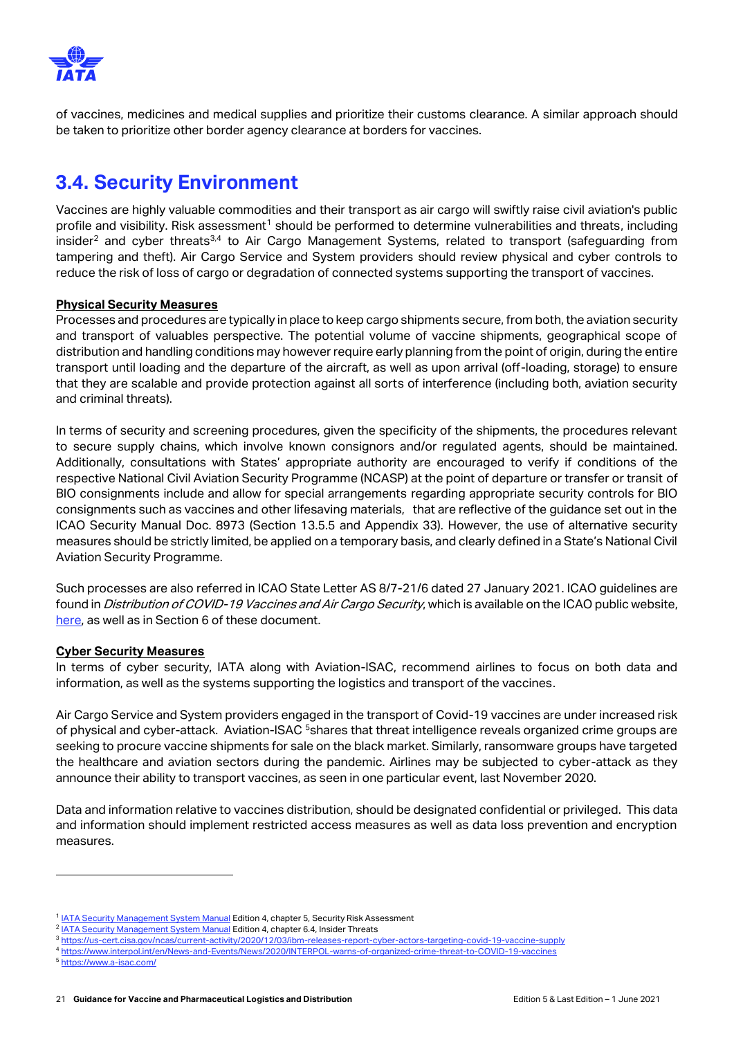of vaccines, medicines and medical supplies and prioritize their customs clearance. A similar approach should be taken to prioritize other border agency clearance at borders for vaccines.

## 3.4. Security Environment

Vaccines are highly valuable commodities and their transport as air cargo will swiftly raise civil aviation's public profile and visibility. Risk assessment[1] should be performed to determine vulnerabilities and threats, including insider[2] and cyber threats[3,4] to Air Cargo Management Systems, related to transport (safeguarding from tampering and theft). Air Cargo Service and System providers should review physical and cyber controls to reduce the risk of loss of cargo or degradation of connected systems supporting the transport of vaccines.

**Physical Security Measures**

Processes and procedures are typically in place to keep cargo shipments secure, from both, the aviation security and transport of valuables perspective. The potential volume of vaccine shipments, geographical scope of distribution and handling conditions may however require early planning from the point of origin, during the entire transport until loading and the departure of the aircraft, as well as upon arrival (off-loading, storage) to ensure that they are scalable and provide protection against all sorts of interference (including both, aviation security and criminal threats).

In terms of security and screening procedures, given the specificity of the shipments, the procedures relevant to secure supply chains, which involve known consignors and/or regulated agents, should be maintained. Additionally, consultations with States' appropriate authority are encouraged to verify if conditions of the respective National Civil Aviation Security Programme (NCASP) at the point of departure or transfer or transit of BIO consignments include and allow for special arrangements regarding appropriate security controls for BIO consignments such as vaccines and other lifesaving materials, that are reflective of the guidance set out in the ICAO Security Manual Doc. 8973 (Section 13.5.5 and Appendix 33). However, the use of alternative security measures should be strictly limited, be applied on a temporary basis, and clearly defined in a State's National Civil Aviation Security Programme.

Such processes are also referred in ICAO State Letter AS 8/7-21/6 dated 27 January 2021. ICAO guidelines are found in *Distribution of COVID-19 Vaccines and Air Cargo Security*, which is available on the ICAO public website, here, as well as in Section 6 of these document.

**Cyber Security Measures**

In terms of cyber security, IATA along with Aviation-ISAC, recommend airlines to focus on both data and information, as well as the systems supporting the logistics and transport of the vaccines.

Air Cargo Service and System providers engaged in the transport of Covid-19 vaccines are under increased risk of physical and cyber-attack. Aviation-ISAC [5]shares that threat intelligence reveals organized crime groups are seeking to procure vaccine shipments for sale on the black market. Similarly, ransomware groups have targeted the healthcare and aviation sectors during the pandemic. Airlines may be subjected to cyber-attack as they announce their ability to transport vaccines, as seen in one particular event, last November 2020.

Data and information relative to vaccines distribution, should be designated confidential or privileged. This data and information should implement restricted access measures as well as data loss prevention and encryption measures.

---

[1] IATA Security Management System Manual Edition 4, chapter 5, Security Risk Assessment
[2] IATA Security Management System Manual Edition 4, chapter 6.4, Insider Threats
[3] https://us-cert.cisa.gov/ncas/current-activity/2020/12/03/ibm-releases-report-cyber-actors-targeting-covid-19-vaccine-supply
[4] https://www.interpol.int/en/News-and-Events/News/2020/INTERPOL-warns-of-organized-crime-threat-to-COVID-19-vaccines
[5] https://www.a-isac.com/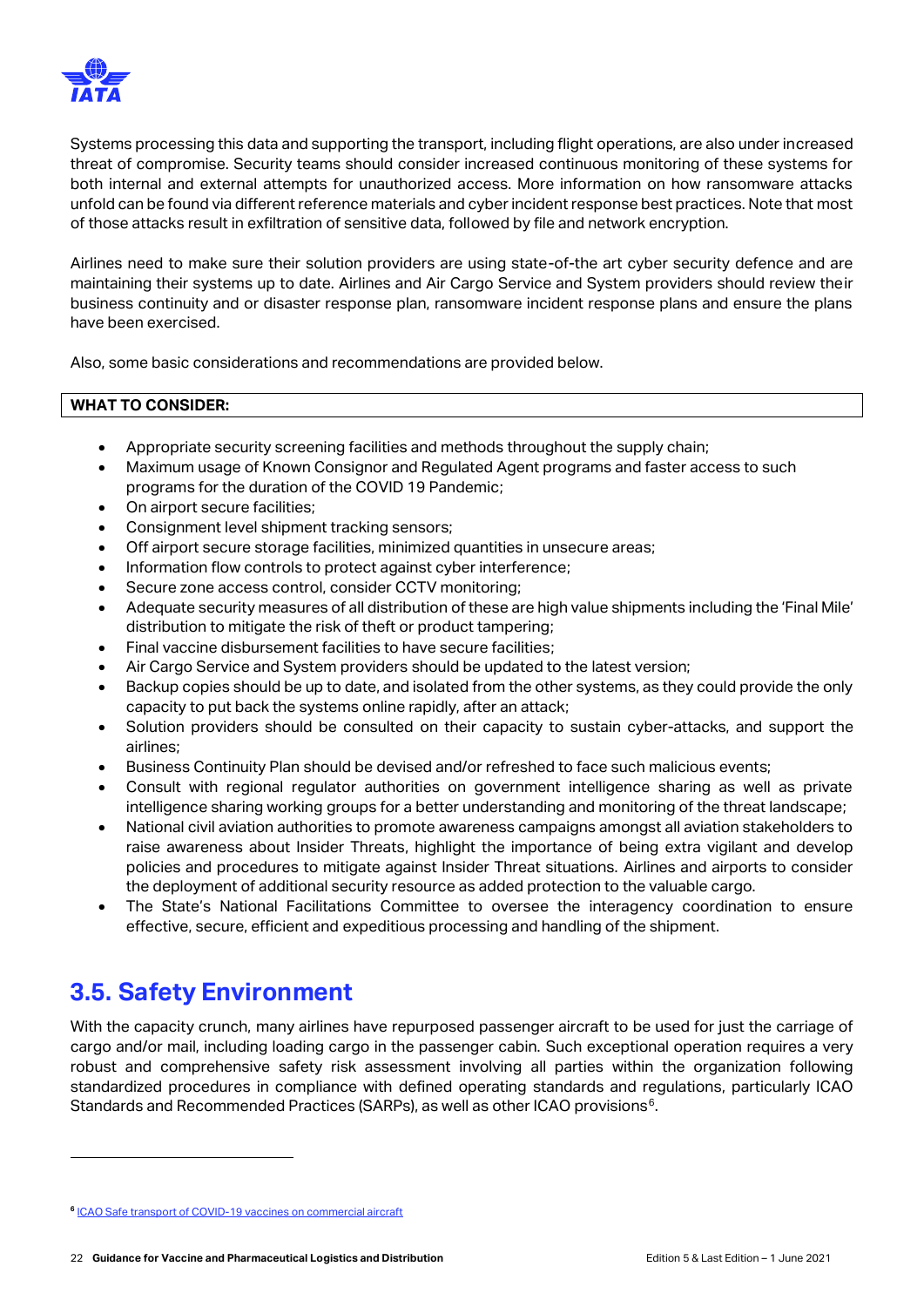Systems processing this data and supporting the transport, including flight operations, are also under increased threat of compromise. Security teams should consider increased continuous monitoring of these systems for both internal and external attempts for unauthorized access. More information on how ransomware attacks unfold can be found via different reference materials and cyber incident response best practices. Note that most of those attacks result in exfiltration of sensitive data, followed by file and network encryption.

Airlines need to make sure their solution providers are using state-of-the art cyber security defence and are maintaining their systems up to date. Airlines and Air Cargo Service and System providers should review their business continuity and or disaster response plan, ransomware incident response plans and ensure the plans have been exercised.

Also, some basic considerations and recommendations are provided below.

**WHAT TO CONSIDER:**

- Appropriate security screening facilities and methods throughout the supply chain;
- Maximum usage of Known Consignor and Regulated Agent programs and faster access to such programs for the duration of the COVID 19 Pandemic;
- On airport secure facilities;
- Consignment level shipment tracking sensors;
- Off airport secure storage facilities, minimized quantities in unsecure areas;
- Information flow controls to protect against cyber interference;
- Secure zone access control, consider CCTV monitoring;
- Adequate security measures of all distribution of these are high value shipments including the 'Final Mile' distribution to mitigate the risk of theft or product tampering;
- Final vaccine disbursement facilities to have secure facilities;
- Air Cargo Service and System providers should be updated to the latest version;
- Backup copies should be up to date, and isolated from the other systems, as they could provide the only capacity to put back the systems online rapidly, after an attack;
- Solution providers should be consulted on their capacity to sustain cyber-attacks, and support the airlines;
- Business Continuity Plan should be devised and/or refreshed to face such malicious events;
- Consult with regional regulator authorities on government intelligence sharing as well as private intelligence sharing working groups for a better understanding and monitoring of the threat landscape;
- National civil aviation authorities to promote awareness campaigns amongst all aviation stakeholders to raise awareness about Insider Threats, highlight the importance of being extra vigilant and develop policies and procedures to mitigate against Insider Threat situations. Airlines and airports to consider the deployment of additional security resource as added protection to the valuable cargo.
- The State's National Facilitations Committee to oversee the interagency coordination to ensure effective, secure, efficient and expeditious processing and handling of the shipment.

## 3.5. Safety Environment

With the capacity crunch, many airlines have repurposed passenger aircraft to be used for just the carriage of cargo and/or mail, including loading cargo in the passenger cabin. Such exceptional operation requires a very robust and comprehensive safety risk assessment involving all parties within the organization following standardized procedures in compliance with defined operating standards and regulations, particularly ICAO Standards and Recommended Practices (SARPs), as well as other ICAO provisions[6].

[6] ICAO Safe transport of COVID-19 vaccines on commercial aircraft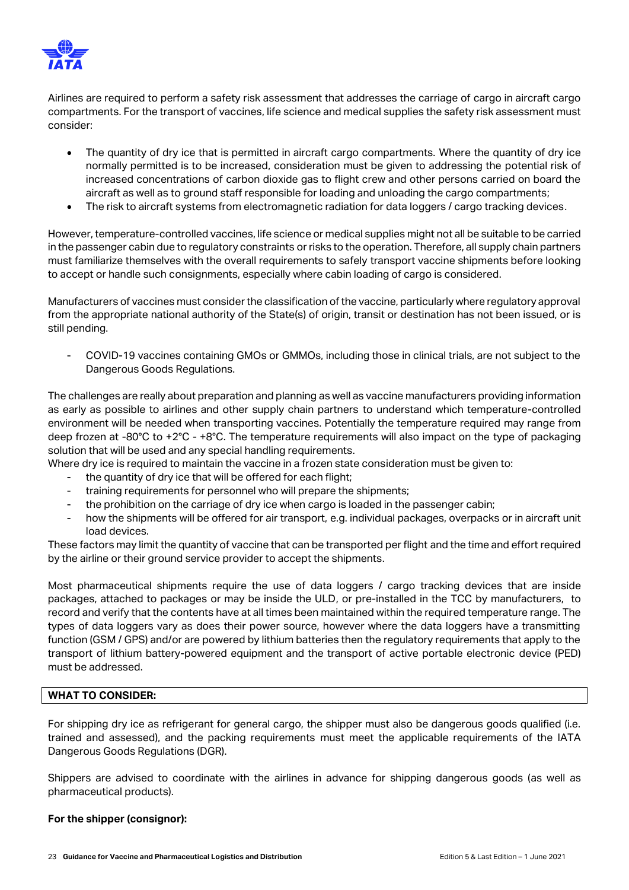Airlines are required to perform a safety risk assessment that addresses the carriage of cargo in aircraft cargo compartments. For the transport of vaccines, life science and medical supplies the safety risk assessment must consider:

- The quantity of dry ice that is permitted in aircraft cargo compartments. Where the quantity of dry ice normally permitted is to be increased, consideration must be given to addressing the potential risk of increased concentrations of carbon dioxide gas to flight crew and other persons carried on board the aircraft as well as to ground staff responsible for loading and unloading the cargo compartments;
- The risk to aircraft systems from electromagnetic radiation for data loggers / cargo tracking devices.

However, temperature-controlled vaccines, life science or medical supplies might not all be suitable to be carried in the passenger cabin due to regulatory constraints or risks to the operation. Therefore, all supply chain partners must familiarize themselves with the overall requirements to safely transport vaccine shipments before looking to accept or handle such consignments, especially where cabin loading of cargo is considered.

Manufacturers of vaccines must consider the classification of the vaccine, particularly where regulatory approval from the appropriate national authority of the State(s) of origin, transit or destination has not been issued, or is still pending.

- COVID-19 vaccines containing GMOs or GMMOs, including those in clinical trials, are not subject to the Dangerous Goods Regulations.

The challenges are really about preparation and planning as well as vaccine manufacturers providing information as early as possible to airlines and other supply chain partners to understand which temperature-controlled environment will be needed when transporting vaccines. Potentially the temperature required may range from deep frozen at -80°C to +2°C - +8°C. The temperature requirements will also impact on the type of packaging solution that will be used and any special handling requirements.

Where dry ice is required to maintain the vaccine in a frozen state consideration must be given to:

- the quantity of dry ice that will be offered for each flight;
- training requirements for personnel who will prepare the shipments;
- the prohibition on the carriage of dry ice when cargo is loaded in the passenger cabin;
- how the shipments will be offered for air transport, e.g. individual packages, overpacks or in aircraft unit load devices.

These factors may limit the quantity of vaccine that can be transported per flight and the time and effort required by the airline or their ground service provider to accept the shipments.

Most pharmaceutical shipments require the use of data loggers / cargo tracking devices that are inside packages, attached to packages or may be inside the ULD, or pre-installed in the TCC by manufacturers, to record and verify that the contents have at all times been maintained within the required temperature range. The types of data loggers vary as does their power source, however where the data loggers have a transmitting function (GSM / GPS) and/or are powered by lithium batteries then the regulatory requirements that apply to the transport of lithium battery-powered equipment and the transport of active portable electronic device (PED) must be addressed.

**WHAT TO CONSIDER:**

For shipping dry ice as refrigerant for general cargo, the shipper must also be dangerous goods qualified (i.e. trained and assessed), and the packing requirements must meet the applicable requirements of the IATA Dangerous Goods Regulations (DGR).

Shippers are advised to coordinate with the airlines in advance for shipping dangerous goods (as well as pharmaceutical products).

**For the shipper (consignor):**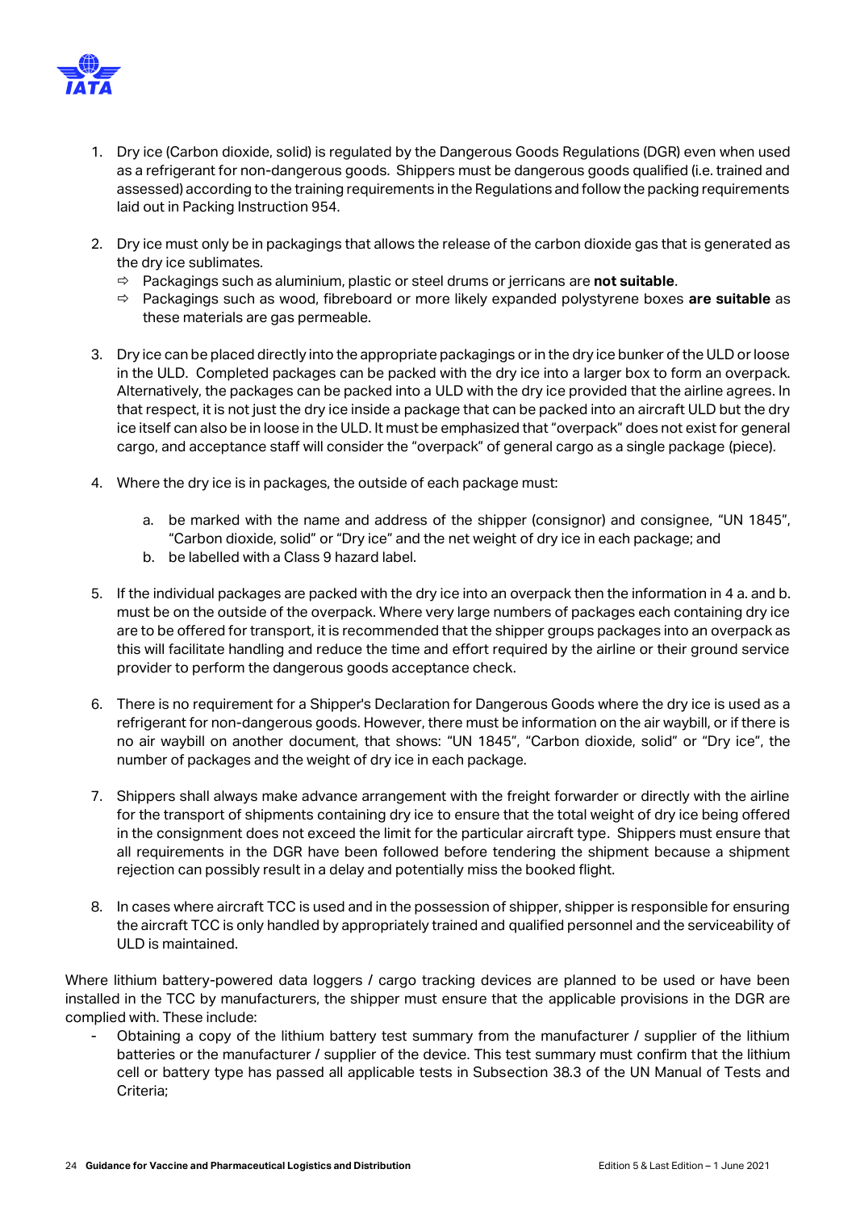1. Dry ice (Carbon dioxide, solid) is regulated by the Dangerous Goods Regulations (DGR) even when used as a refrigerant for non-dangerous goods. Shippers must be dangerous goods qualified (i.e. trained and assessed) according to the training requirements in the Regulations and follow the packing requirements laid out in Packing Instruction 954.

2. Dry ice must only be in packagings that allows the release of the carbon dioxide gas that is generated as the dry ice sublimates.
   - ⇨ Packagings such as aluminium, plastic or steel drums or jerricans are **not suitable**.
   - ⇨ Packagings such as wood, fibreboard or more likely expanded polystyrene boxes **are suitable** as these materials are gas permeable.

3. Dry ice can be placed directly into the appropriate packagings or in the dry ice bunker of the ULD or loose in the ULD. Completed packages can be packed with the dry ice into a larger box to form an overpack. Alternatively, the packages can be packed into a ULD with the dry ice provided that the airline agrees. In that respect, it is not just the dry ice inside a package that can be packed into an aircraft ULD but the dry ice itself can also be in loose in the ULD. It must be emphasized that "overpack" does not exist for general cargo, and acceptance staff will consider the "overpack" of general cargo as a single package (piece).

4. Where the dry ice is in packages, the outside of each package must:

   a. be marked with the name and address of the shipper (consignor) and consignee, "UN 1845", "Carbon dioxide, solid" or "Dry ice" and the net weight of dry ice in each package; and
   b. be labelled with a Class 9 hazard label.

5. If the individual packages are packed with the dry ice into an overpack then the information in 4 a. and b. must be on the outside of the overpack. Where very large numbers of packages each containing dry ice are to be offered for transport, it is recommended that the shipper groups packages into an overpack as this will facilitate handling and reduce the time and effort required by the airline or their ground service provider to perform the dangerous goods acceptance check.

6. There is no requirement for a Shipper's Declaration for Dangerous Goods where the dry ice is used as a refrigerant for non-dangerous goods. However, there must be information on the air waybill, or if there is no air waybill on another document, that shows: "UN 1845", "Carbon dioxide, solid" or "Dry ice", the number of packages and the weight of dry ice in each package.

7. Shippers shall always make advance arrangement with the freight forwarder or directly with the airline for the transport of shipments containing dry ice to ensure that the total weight of dry ice being offered in the consignment does not exceed the limit for the particular aircraft type. Shippers must ensure that all requirements in the DGR have been followed before tendering the shipment because a shipment rejection can possibly result in a delay and potentially miss the booked flight.

8. In cases where aircraft TCC is used and in the possession of shipper, shipper is responsible for ensuring the aircraft TCC is only handled by appropriately trained and qualified personnel and the serviceability of ULD is maintained.

Where lithium battery-powered data loggers / cargo tracking devices are planned to be used or have been installed in the TCC by manufacturers, the shipper must ensure that the applicable provisions in the DGR are complied with. These include:

- Obtaining a copy of the lithium battery test summary from the manufacturer / supplier of the lithium batteries or the manufacturer / supplier of the device. This test summary must confirm that the lithium cell or battery type has passed all applicable tests in Subsection 38.3 of the UN Manual of Tests and Criteria;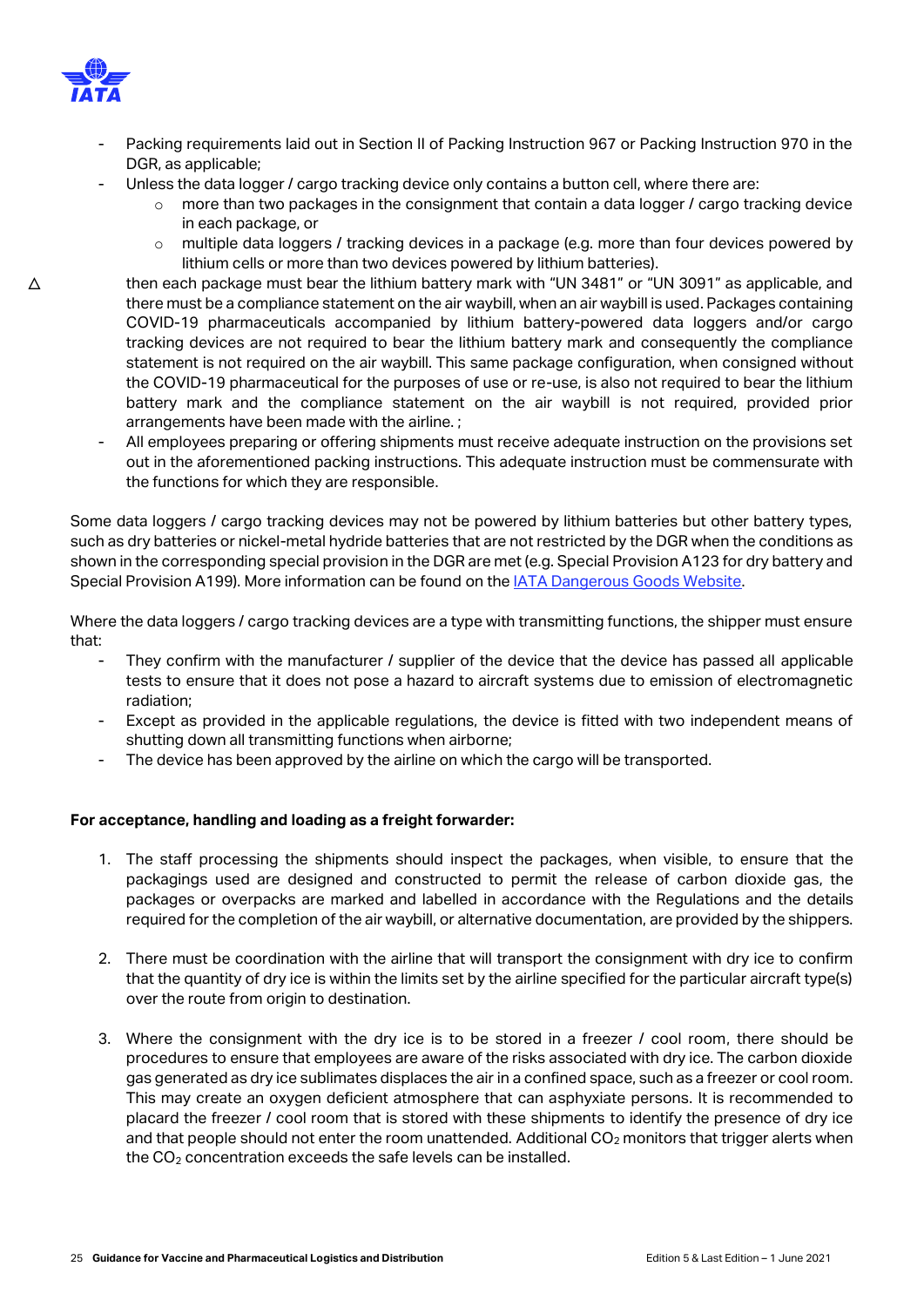- Packing requirements laid out in Section II of Packing Instruction 967 or Packing Instruction 970 in the DGR, as applicable;
- Unless the data logger / cargo tracking device only contains a button cell, where there are:
  - more than two packages in the consignment that contain a data logger / cargo tracking device in each package, or
  - multiple data loggers / tracking devices in a package (e.g. more than four devices powered by lithium cells or more than two devices powered by lithium batteries).

  △ then each package must bear the lithium battery mark with "UN 3481" or "UN 3091" as applicable, and there must be a compliance statement on the air waybill, when an air waybill is used. Packages containing COVID-19 pharmaceuticals accompanied by lithium battery-powered data loggers and/or cargo tracking devices are not required to bear the lithium battery mark and consequently the compliance statement is not required on the air waybill. This same package configuration, when consigned without the COVID-19 pharmaceutical for the purposes of use or re-use, is also not required to bear the lithium battery mark and the compliance statement on the air waybill is not required, provided prior arrangements have been made with the airline. ;
- All employees preparing or offering shipments must receive adequate instruction on the provisions set out in the aforementioned packing instructions. This adequate instruction must be commensurate with the functions for which they are responsible.

Some data loggers / cargo tracking devices may not be powered by lithium batteries but other battery types, such as dry batteries or nickel-metal hydride batteries that are not restricted by the DGR when the conditions as shown in the corresponding special provision in the DGR are met (e.g. Special Provision A123 for dry battery and Special Provision A199). More information can be found on the IATA Dangerous Goods Website.

Where the data loggers / cargo tracking devices are a type with transmitting functions, the shipper must ensure that:

- They confirm with the manufacturer / supplier of the device that the device has passed all applicable tests to ensure that it does not pose a hazard to aircraft systems due to emission of electromagnetic radiation;
- Except as provided in the applicable regulations, the device is fitted with two independent means of shutting down all transmitting functions when airborne;
- The device has been approved by the airline on which the cargo will be transported.

**For acceptance, handling and loading as a freight forwarder:**

1. The staff processing the shipments should inspect the packages, when visible, to ensure that the packagings used are designed and constructed to permit the release of carbon dioxide gas, the packages or overpacks are marked and labelled in accordance with the Regulations and the details required for the completion of the air waybill, or alternative documentation, are provided by the shippers.

2. There must be coordination with the airline that will transport the consignment with dry ice to confirm that the quantity of dry ice is within the limits set by the airline specified for the particular aircraft type(s) over the route from origin to destination.

3. Where the consignment with the dry ice is to be stored in a freezer / cool room, there should be procedures to ensure that employees are aware of the risks associated with dry ice. The carbon dioxide gas generated as dry ice sublimates displaces the air in a confined space, such as a freezer or cool room. This may create an oxygen deficient atmosphere that can asphyxiate persons. It is recommended to placard the freezer / cool room that is stored with these shipments to identify the presence of dry ice and that people should not enter the room unattended. Additional $CO_2$ monitors that trigger alerts when the $CO_2$ concentration exceeds the safe levels can be installed.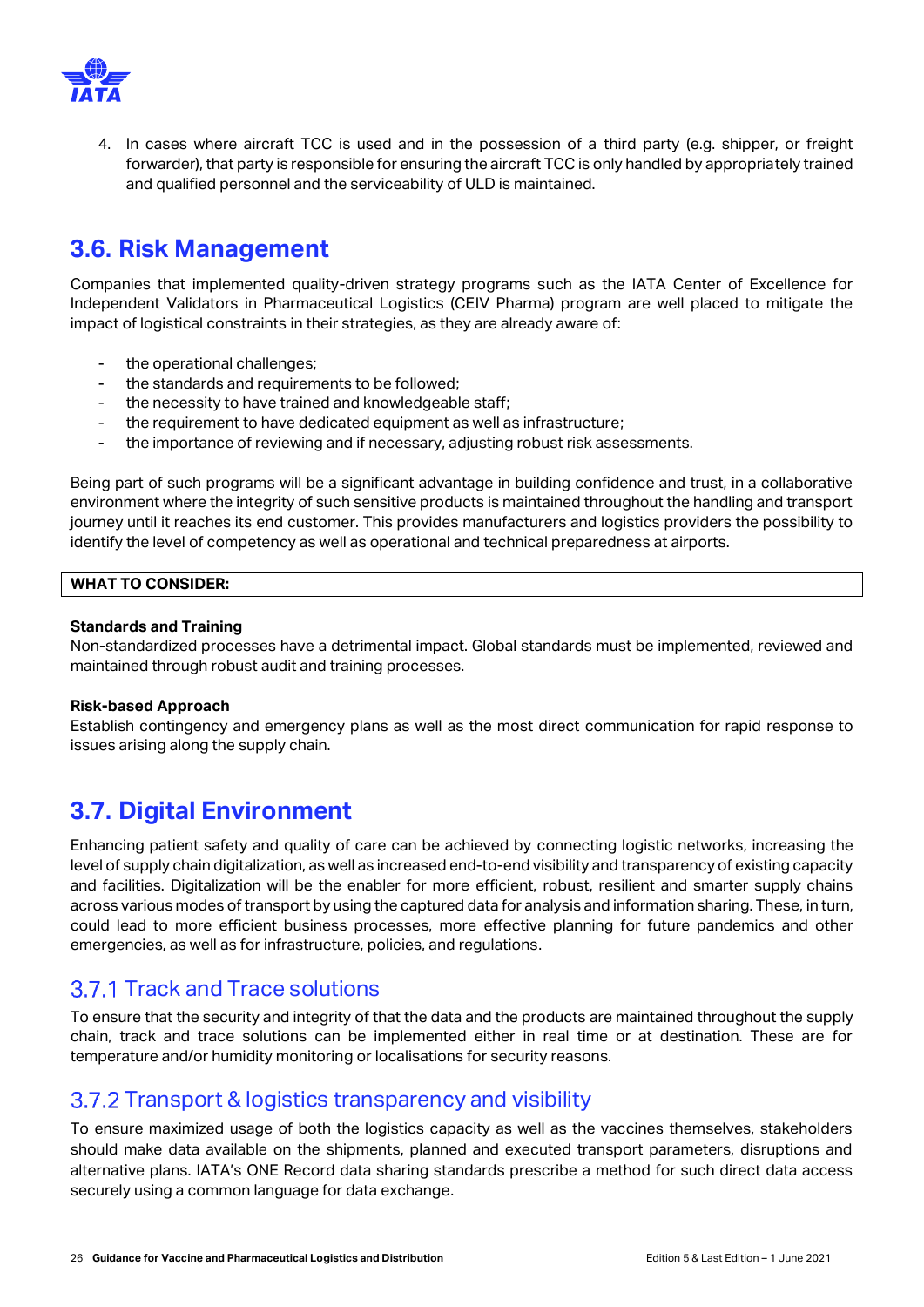4. In cases where aircraft TCC is used and in the possession of a third party (e.g. shipper, or freight forwarder), that party is responsible for ensuring the aircraft TCC is only handled by appropriately trained and qualified personnel and the serviceability of ULD is maintained.

## 3.6. Risk Management

Companies that implemented quality-driven strategy programs such as the IATA Center of Excellence for Independent Validators in Pharmaceutical Logistics (CEIV Pharma) program are well placed to mitigate the impact of logistical constraints in their strategies, as they are already aware of:

- the operational challenges;
- the standards and requirements to be followed;
- the necessity to have trained and knowledgeable staff;
- the requirement to have dedicated equipment as well as infrastructure;
- the importance of reviewing and if necessary, adjusting robust risk assessments.

Being part of such programs will be a significant advantage in building confidence and trust, in a collaborative environment where the integrity of such sensitive products is maintained throughout the handling and transport journey until it reaches its end customer. This provides manufacturers and logistics providers the possibility to identify the level of competency as well as operational and technical preparedness at airports.

| WHAT TO CONSIDER: |
|---|

**Standards and Training**
Non-standardized processes have a detrimental impact. Global standards must be implemented, reviewed and maintained through robust audit and training processes.

**Risk-based Approach**
Establish contingency and emergency plans as well as the most direct communication for rapid response to issues arising along the supply chain.

## 3.7. Digital Environment

Enhancing patient safety and quality of care can be achieved by connecting logistic networks, increasing the level of supply chain digitalization, as well as increased end-to-end visibility and transparency of existing capacity and facilities. Digitalization will be the enabler for more efficient, robust, resilient and smarter supply chains across various modes of transport by using the captured data for analysis and information sharing. These, in turn, could lead to more efficient business processes, more effective planning for future pandemics and other emergencies, as well as for infrastructure, policies, and regulations.

### 3.7.1 Track and Trace solutions

To ensure that the security and integrity of that the data and the products are maintained throughout the supply chain, track and trace solutions can be implemented either in real time or at destination. These are for temperature and/or humidity monitoring or localisations for security reasons.

### 3.7.2 Transport & logistics transparency and visibility

To ensure maximized usage of both the logistics capacity as well as the vaccines themselves, stakeholders should make data available on the shipments, planned and executed transport parameters, disruptions and alternative plans. IATA's ONE Record data sharing standards prescribe a method for such direct data access securely using a common language for data exchange.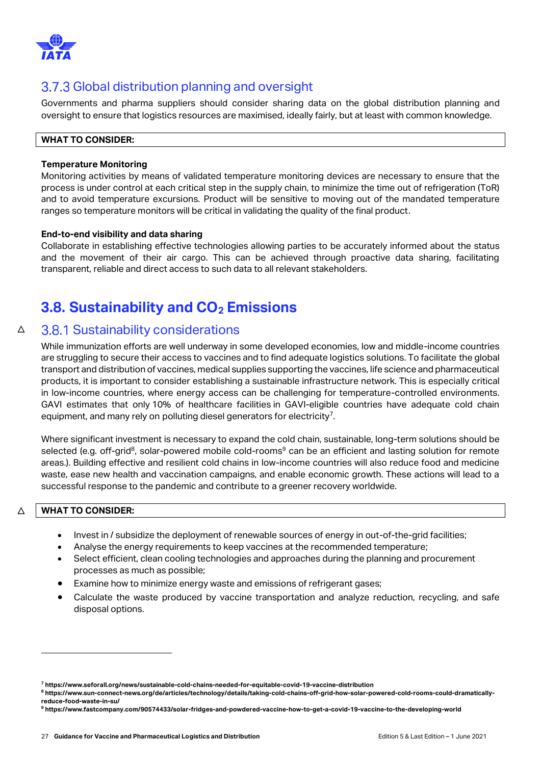### 3.7.3 Global distribution planning and oversight

Governments and pharma suppliers should consider sharing data on the global distribution planning and oversight to ensure that logistics resources are maximised, ideally fairly, but at least with common knowledge.

**WHAT TO CONSIDER:**

**Temperature Monitoring**
Monitoring activities by means of validated temperature monitoring devices are necessary to ensure that the process is under control at each critical step in the supply chain, to minimize the time out of refrigeration (ToR) and to avoid temperature excursions. Product will be sensitive to moving out of the mandated temperature ranges so temperature monitors will be critical in validating the quality of the final product.

**End-to-end visibility and data sharing**
Collaborate in establishing effective technologies allowing parties to be accurately informed about the status and the movement of their air cargo. This can be achieved through proactive data sharing, facilitating transparent, reliable and direct access to such data to all relevant stakeholders.

## 3.8. Sustainability and $CO_2$ Emissions

### 3.8.1 Sustainability considerations

While immunization efforts are well underway in some developed economies, low and middle-income countries are struggling to secure their access to vaccines and to find adequate logistics solutions. To facilitate the global transport and distribution of vaccines, medical supplies supporting the vaccines, life science and pharmaceutical products, it is important to consider establishing a sustainable infrastructure network. This is especially critical in low-income countries, where energy access can be challenging for temperature-controlled environments. GAVI estimates that only 10% of healthcare facilities in GAVI-eligible countries have adequate cold chain equipment, and many rely on polluting diesel generators for electricity[7].

Where significant investment is necessary to expand the cold chain, sustainable, long-term solutions should be selected (e.g. off-grid[8], solar-powered mobile cold-rooms[9] can be an efficient and lasting solution for remote areas.). Building effective and resilient cold chains in low-income countries will also reduce food and medicine waste, ease new health and vaccination campaigns, and enable economic growth. These actions will lead to a successful response to the pandemic and contribute to a greener recovery worldwide.

**WHAT TO CONSIDER:**

- Invest in / subsidize the deployment of renewable sources of energy in out-of-the-grid facilities;
- Analyse the energy requirements to keep vaccines at the recommended temperature;
- Select efficient, clean cooling technologies and approaches during the planning and procurement processes as much as possible;
- Examine how to minimize energy waste and emissions of refrigerant gases;
- Calculate the waste produced by vaccine transportation and analyze reduction, recycling, and safe disposal options.

---

[7] https://www.seforall.org/news/sustainable-cold-chains-needed-for-equitable-covid-19-vaccine-distribution

[8] https://www.sun-connect-news.org/de/articles/technology/details/taking-cold-chains-off-grid-how-solar-powered-cold-rooms-could-dramatically-reduce-food-waste-in-su/

[9] https://www.fastcompany.com/90574433/solar-fridges-and-powdered-vaccine-how-to-get-a-covid-19-vaccine-to-the-developing-world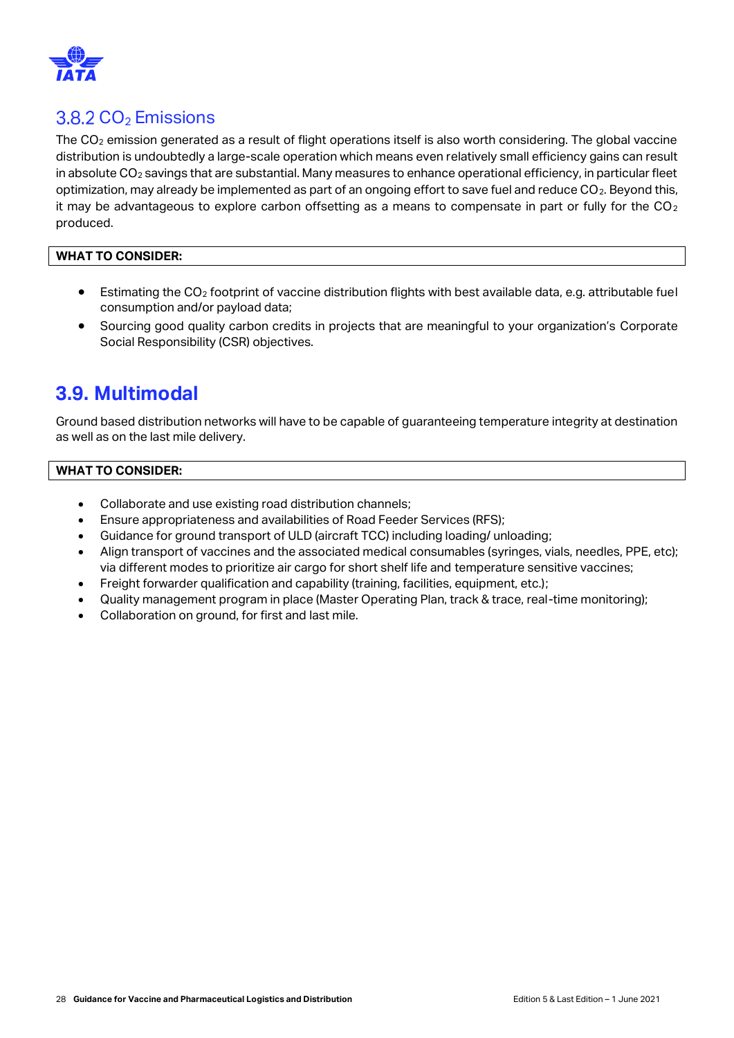### 3.8.2 $CO_2$ Emissions

The $CO_2$ emission generated as a result of flight operations itself is also worth considering. The global vaccine distribution is undoubtedly a large-scale operation which means even relatively small efficiency gains can result in absolute $CO_2$ savings that are substantial. Many measures to enhance operational efficiency, in particular fleet optimization, may already be implemented as part of an ongoing effort to save fuel and reduce $CO_2$. Beyond this, it may be advantageous to explore carbon offsetting as a means to compensate in part or fully for the $CO_2$ produced.

**WHAT TO CONSIDER:**

- Estimating the $CO_2$ footprint of vaccine distribution flights with best available data, e.g. attributable fuel consumption and/or payload data;
- Sourcing good quality carbon credits in projects that are meaningful to your organization's Corporate Social Responsibility (CSR) objectives.

## 3.9. Multimodal

Ground based distribution networks will have to be capable of guaranteeing temperature integrity at destination as well as on the last mile delivery.

**WHAT TO CONSIDER:**

- Collaborate and use existing road distribution channels;
- Ensure appropriateness and availabilities of Road Feeder Services (RFS);
- Guidance for ground transport of ULD (aircraft TCC) including loading/ unloading;
- Align transport of vaccines and the associated medical consumables (syringes, vials, needles, PPE, etc); via different modes to prioritize air cargo for short shelf life and temperature sensitive vaccines;
- Freight forwarder qualification and capability (training, facilities, equipment, etc.);
- Quality management program in place (Master Operating Plan, track & trace, real-time monitoring);
- Collaboration on ground, for first and last mile.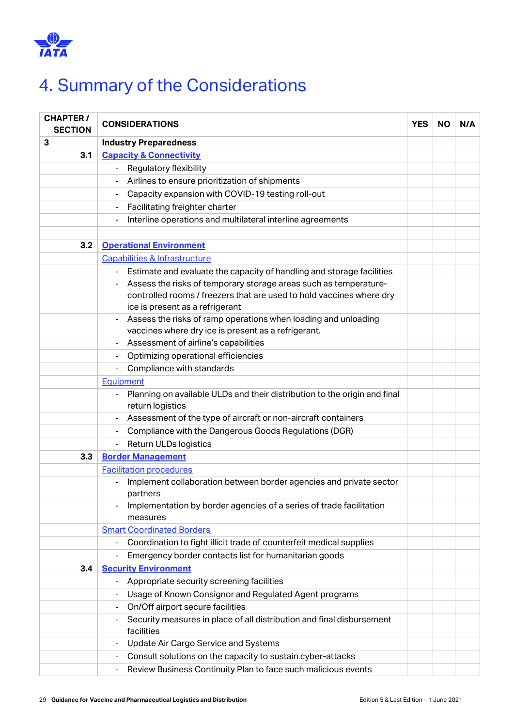# 4. Summary of the Considerations

| CHAPTER / SECTION | CONSIDERATIONS | YES | NO | N/A |
|---|---|---|---|---|
| 3 | **Industry Preparedness** | | | |
| 3.1 | **Capacity & Connectivity** | | | |
| | - Regulatory flexibility | | | |
| | - Airlines to ensure prioritization of shipments | | | |
| | - Capacity expansion with COVID-19 testing roll-out | | | |
| | - Facilitating freighter charter | | | |
| | - Interline operations and multilateral interline agreements | | | |
| | | | | |
| 3.2 | **Operational Environment** | | | |
| | Capabilities & Infrastructure | | | |
| | - Estimate and evaluate the capacity of handling and storage facilities | | | |
| | - Assess the risks of temporary storage areas such as temperature-controlled rooms / freezers that are used to hold vaccines where dry ice is present as a refrigerant | | | |
| | - Assess the risks of ramp operations when loading and unloading vaccines where dry ice is present as a refrigerant. | | | |
| | - Assessment of airline's capabilities | | | |
| | - Optimizing operational efficiencies | | | |
| | - Compliance with standards | | | |
| | Equipment | | | |
| | - Planning on available ULDs and their distribution to the origin and final return logistics | | | |
| | - Assessment of the type of aircraft or non-aircraft containers | | | |
| | - Compliance with the Dangerous Goods Regulations (DGR) | | | |
| | - Return ULDs logistics | | | |
| 3.3 | **Border Management** | | | |
| | Facilitation procedures | | | |
| | - Implement collaboration between border agencies and private sector partners | | | |
| | - Implementation by border agencies of a series of trade facilitation measures | | | |
| | Smart Coordinated Borders | | | |
| | - Coordination to fight illicit trade of counterfeit medical supplies | | | |
| | - Emergency border contacts list for humanitarian goods | | | |
| 3.4 | **Security Environment** | | | |
| | - Appropriate security screening facilities | | | |
| | - Usage of Known Consignor and Regulated Agent programs | | | |
| | - On/Off airport secure facilities | | | |
| | - Security measures in place of all distribution and final disbursement facilities | | | |
| | - Update Air Cargo Service and Systems | | | |
| | - Consult solutions on the capacity to sustain cyber-attacks | | | |
| | - Review Business Continuity Plan to face such malicious events | | | |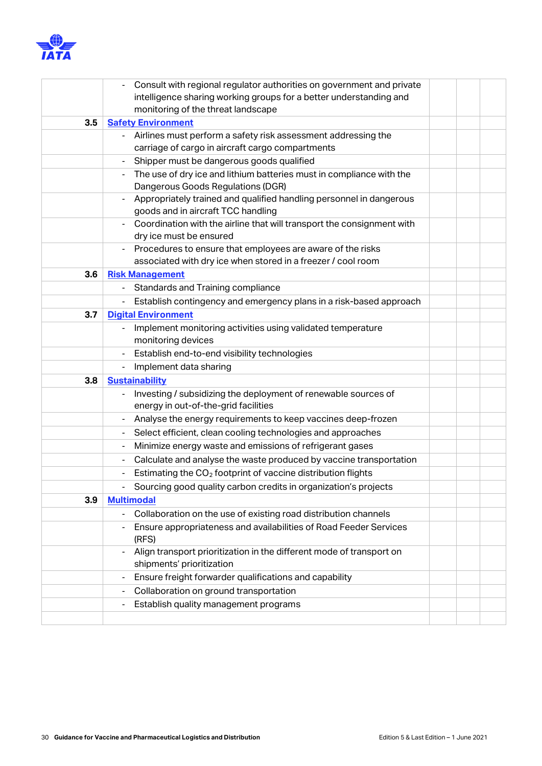| | | | | |
|---|---|---|---|---|
| | - Consult with regional regulator authorities on government and private intelligence sharing working groups for a better understanding and monitoring of the threat landscape | | | |
| **3.5** | **Safety Environment** | | | |
| | - Airlines must perform a safety risk assessment addressing the carriage of cargo in aircraft cargo compartments | | | |
| | - Shipper must be dangerous goods qualified | | | |
| | - The use of dry ice and lithium batteries must in compliance with the Dangerous Goods Regulations (DGR) | | | |
| | - Appropriately trained and qualified handling personnel in dangerous goods and in aircraft TCC handling | | | |
| | - Coordination with the airline that will transport the consignment with dry ice must be ensured | | | |
| | - Procedures to ensure that employees are aware of the risks associated with dry ice when stored in a freezer / cool room | | | |
| **3.6** | **Risk Management** | | | |
| | - Standards and Training compliance | | | |
| | - Establish contingency and emergency plans in a risk-based approach | | | |
| **3.7** | **Digital Environment** | | | |
| | - Implement monitoring activities using validated temperature monitoring devices | | | |
| | - Establish end-to-end visibility technologies | | | |
| | - Implement data sharing | | | |
| **3.8** | **Sustainability** | | | |
| | - Investing / subsidizing the deployment of renewable sources of energy in out-of-the-grid facilities | | | |
| | - Analyse the energy requirements to keep vaccines deep-frozen | | | |
| | - Select efficient, clean cooling technologies and approaches | | | |
| | - Minimize energy waste and emissions of refrigerant gases | | | |
| | - Calculate and analyse the waste produced by vaccine transportation | | | |
| | - Estimating the $CO_2$ footprint of vaccine distribution flights | | | |
| | - Sourcing good quality carbon credits in organization's projects | | | |
| **3.9** | **Multimodal** | | | |
| | - Collaboration on the use of existing road distribution channels | | | |
| | - Ensure appropriateness and availabilities of Road Feeder Services (RFS) | | | |
| | - Align transport prioritization in the different mode of transport on shipments' prioritization | | | |
| | - Ensure freight forwarder qualifications and capability | | | |
| | - Collaboration on ground transportation | | | |
| | - Establish quality management programs | | | |
| | | | | |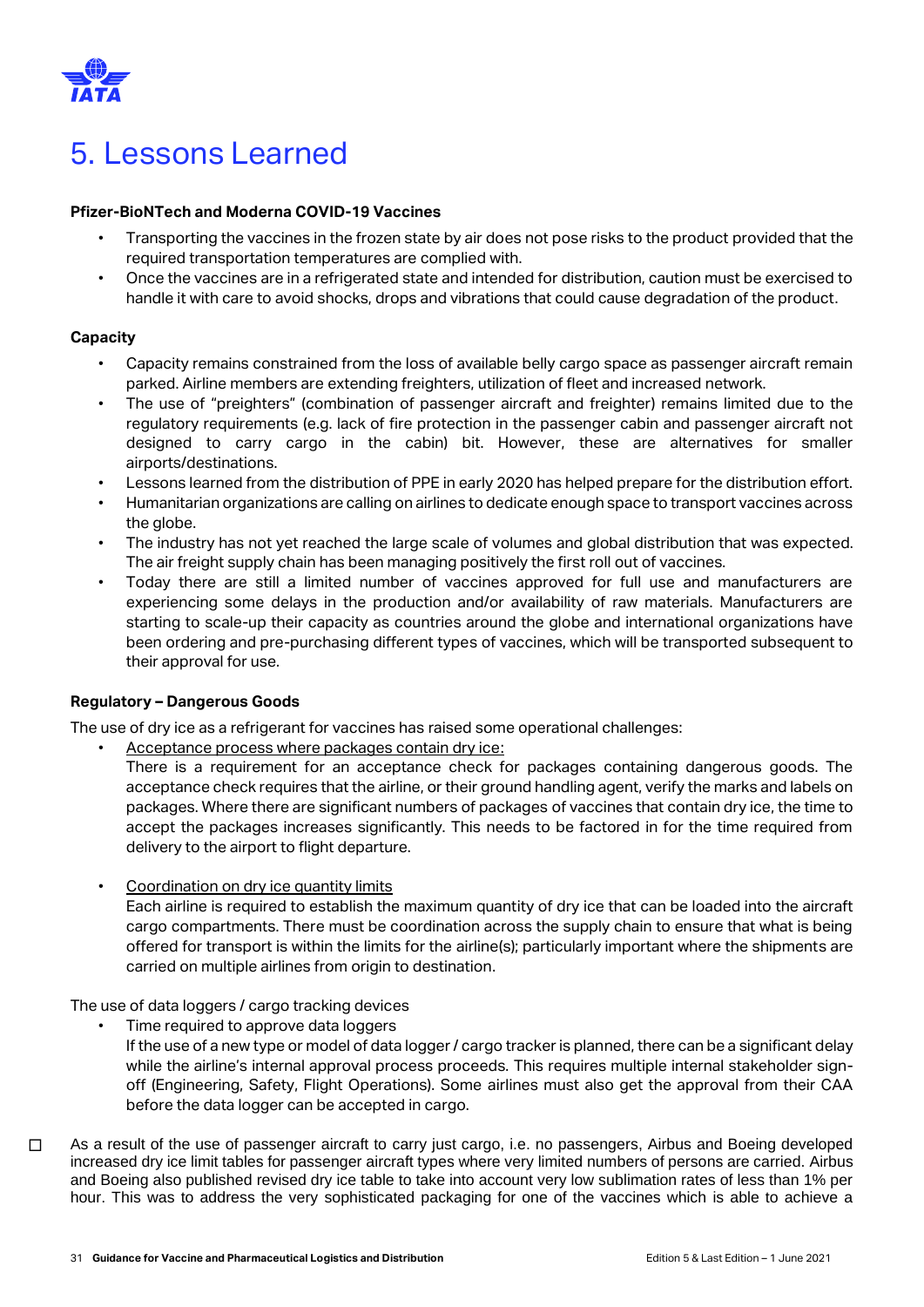# 5. Lessons Learned

**Pfizer-BioNTech and Moderna COVID-19 Vaccines**

- Transporting the vaccines in the frozen state by air does not pose risks to the product provided that the required transportation temperatures are complied with.
- Once the vaccines are in a refrigerated state and intended for distribution, caution must be exercised to handle it with care to avoid shocks, drops and vibrations that could cause degradation of the product.

**Capacity**

- Capacity remains constrained from the loss of available belly cargo space as passenger aircraft remain parked. Airline members are extending freighters, utilization of fleet and increased network.
- The use of "preighters" (combination of passenger aircraft and freighter) remains limited due to the regulatory requirements (e.g. lack of fire protection in the passenger cabin and passenger aircraft not designed to carry cargo in the cabin) bit. However, these are alternatives for smaller airports/destinations.
- Lessons learned from the distribution of PPE in early 2020 has helped prepare for the distribution effort.
- Humanitarian organizations are calling on airlines to dedicate enough space to transport vaccines across the globe.
- The industry has not yet reached the large scale of volumes and global distribution that was expected. The air freight supply chain has been managing positively the first roll out of vaccines.
- Today there are still a limited number of vaccines approved for full use and manufacturers are experiencing some delays in the production and/or availability of raw materials. Manufacturers are starting to scale-up their capacity as countries around the globe and international organizations have been ordering and pre-purchasing different types of vaccines, which will be transported subsequent to their approval for use.

**Regulatory – Dangerous Goods**

The use of dry ice as a refrigerant for vaccines has raised some operational challenges:

- Acceptance process where packages contain dry ice:
  There is a requirement for an acceptance check for packages containing dangerous goods. The acceptance check requires that the airline, or their ground handling agent, verify the marks and labels on packages. Where there are significant numbers of packages of vaccines that contain dry ice, the time to accept the packages increases significantly. This needs to be factored in for the time required from delivery to the airport to flight departure.

- Coordination on dry ice quantity limits
  Each airline is required to establish the maximum quantity of dry ice that can be loaded into the aircraft cargo compartments. There must be coordination across the supply chain to ensure that what is being offered for transport is within the limits for the airline(s); particularly important where the shipments are carried on multiple airlines from origin to destination.

The use of data loggers / cargo tracking devices

- Time required to approve data loggers
  If the use of a new type or model of data logger / cargo tracker is planned, there can be a significant delay while the airline's internal approval process proceeds. This requires multiple internal stakeholder sign-off (Engineering, Safety, Flight Operations). Some airlines must also get the approval from their CAA before the data logger can be accepted in cargo.

- As a result of the use of passenger aircraft to carry just cargo, i.e. no passengers, Airbus and Boeing developed increased dry ice limit tables for passenger aircraft types where very limited numbers of persons are carried. Airbus and Boeing also published revised dry ice table to take into account very low sublimation rates of less than 1% per hour. This was to address the very sophisticated packaging for one of the vaccines which is able to achieve a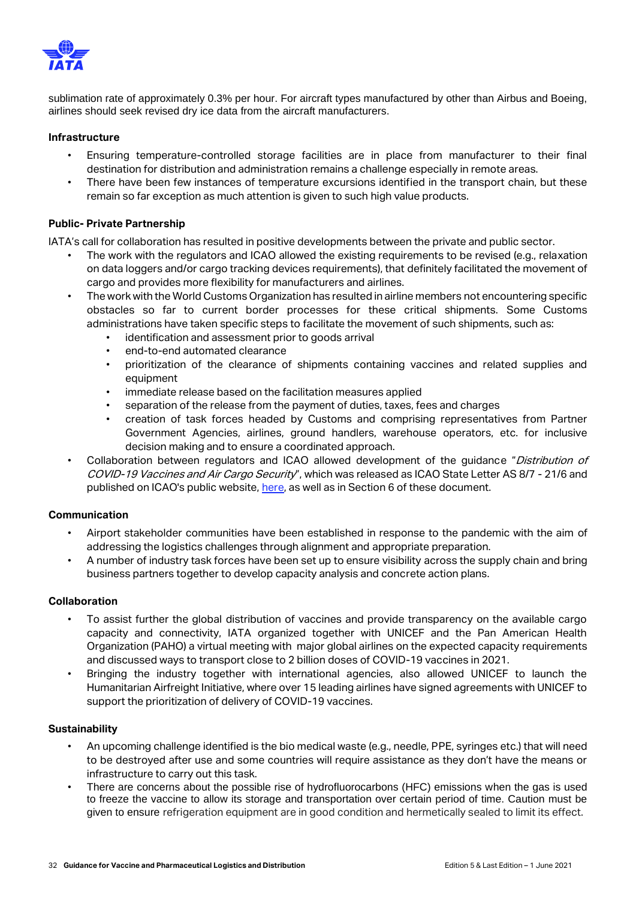sublimation rate of approximately 0.3% per hour. For aircraft types manufactured by other than Airbus and Boeing, airlines should seek revised dry ice data from the aircraft manufacturers.

**Infrastructure**

- Ensuring temperature-controlled storage facilities are in place from manufacturer to their final destination for distribution and administration remains a challenge especially in remote areas.
- There have been few instances of temperature excursions identified in the transport chain, but these remain so far exception as much attention is given to such high value products.

**Public- Private Partnership**

IATA's call for collaboration has resulted in positive developments between the private and public sector.

- The work with the regulators and ICAO allowed the existing requirements to be revised (e.g., relaxation on data loggers and/or cargo tracking devices requirements), that definitely facilitated the movement of cargo and provides more flexibility for manufacturers and airlines.
- The work with the World Customs Organization has resulted in airline members not encountering specific obstacles so far to current border processes for these critical shipments. Some Customs administrations have taken specific steps to facilitate the movement of such shipments, such as:
    - identification and assessment prior to goods arrival
    - end-to-end automated clearance
    - prioritization of the clearance of shipments containing vaccines and related supplies and equipment
    - immediate release based on the facilitation measures applied
    - separation of the release from the payment of duties, taxes, fees and charges
    - creation of task forces headed by Customs and comprising representatives from Partner Government Agencies, airlines, ground handlers, warehouse operators, etc. for inclusive decision making and to ensure a coordinated approach.
- Collaboration between regulators and ICAO allowed development of the guidance "*Distribution of COVID-19 Vaccines and Air Cargo Security*", which was released as ICAO State Letter AS 8/7 - 21/6 and published on ICAO's public website, here, as well as in Section 6 of these document.

**Communication**

- Airport stakeholder communities have been established in response to the pandemic with the aim of addressing the logistics challenges through alignment and appropriate preparation.
- A number of industry task forces have been set up to ensure visibility across the supply chain and bring business partners together to develop capacity analysis and concrete action plans.

**Collaboration**

- To assist further the global distribution of vaccines and provide transparency on the available cargo capacity and connectivity, IATA organized together with UNICEF and the Pan American Health Organization (PAHO) a virtual meeting with major global airlines on the expected capacity requirements and discussed ways to transport close to 2 billion doses of COVID-19 vaccines in 2021.
- Bringing the industry together with international agencies, also allowed UNICEF to launch the Humanitarian Airfreight Initiative, where over 15 leading airlines have signed agreements with UNICEF to support the prioritization of delivery of COVID-19 vaccines.

**Sustainability**

- An upcoming challenge identified is the bio medical waste (e.g., needle, PPE, syringes etc.) that will need to be destroyed after use and some countries will require assistance as they don't have the means or infrastructure to carry out this task.
- There are concerns about the possible rise of hydrofluorocarbons (HFC) emissions when the gas is used to freeze the vaccine to allow its storage and transportation over certain period of time. Caution must be given to ensure refrigeration equipment are in good condition and hermetically sealed to limit its effect.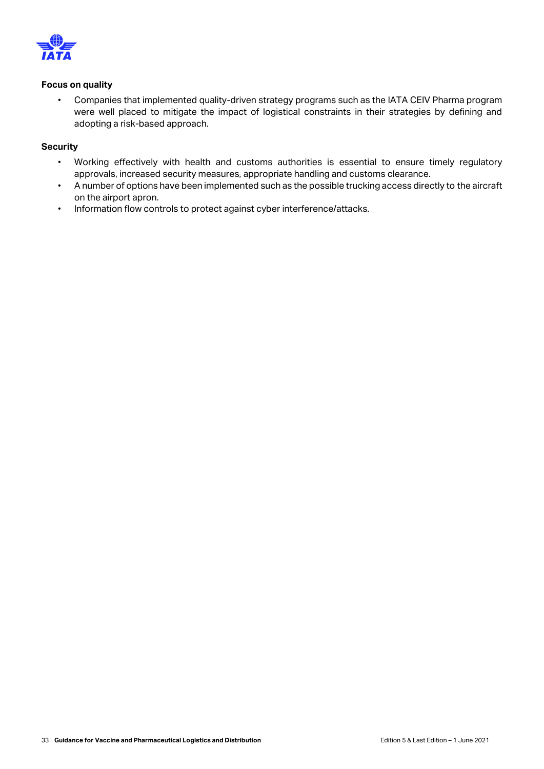**Focus on quality**

- Companies that implemented quality-driven strategy programs such as the IATA CEIV Pharma program were well placed to mitigate the impact of logistical constraints in their strategies by defining and adopting a risk-based approach.

**Security**

- Working effectively with health and customs authorities is essential to ensure timely regulatory approvals, increased security measures, appropriate handling and customs clearance.
- A number of options have been implemented such as the possible trucking access directly to the aircraft on the airport apron.
- Information flow controls to protect against cyber interference/attacks.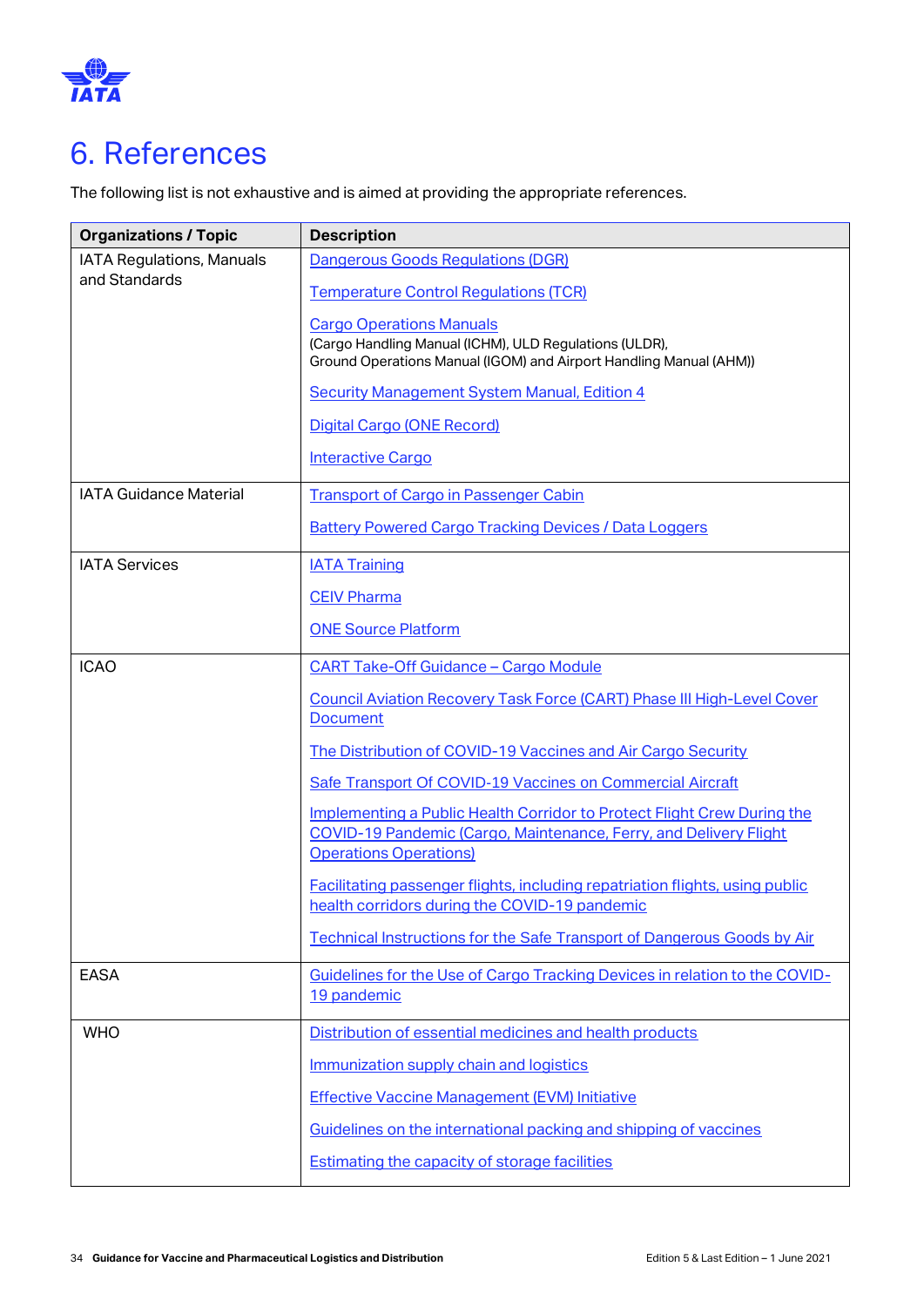# 6. References

The following list is not exhaustive and is aimed at providing the appropriate references.

| Organizations / Topic | Description |
|---|---|
| IATA Regulations, Manuals and Standards | Dangerous Goods Regulations (DGR)<br><br>Temperature Control Regulations (TCR)<br><br>Cargo Operations Manuals<br>(Cargo Handling Manual (ICHM), ULD Regulations (ULDR), Ground Operations Manual (IGOM) and Airport Handling Manual (AHM))<br><br>Security Management System Manual, Edition 4<br><br>Digital Cargo (ONE Record)<br><br>Interactive Cargo |
| IATA Guidance Material | Transport of Cargo in Passenger Cabin<br><br>Battery Powered Cargo Tracking Devices / Data Loggers |
| IATA Services | IATA Training<br><br>CEIV Pharma<br><br>ONE Source Platform |
| ICAO | CART Take-Off Guidance – Cargo Module<br><br>Council Aviation Recovery Task Force (CART) Phase III High-Level Cover Document<br><br>The Distribution of COVID-19 Vaccines and Air Cargo Security<br><br>Safe Transport Of COVID-19 Vaccines on Commercial Aircraft<br><br>Implementing a Public Health Corridor to Protect Flight Crew During the COVID-19 Pandemic (Cargo, Maintenance, Ferry, and Delivery Flight Operations Operations)<br><br>Facilitating passenger flights, including repatriation flights, using public health corridors during the COVID-19 pandemic<br><br>Technical Instructions for the Safe Transport of Dangerous Goods by Air |
| EASA | Guidelines for the Use of Cargo Tracking Devices in relation to the COVID-19 pandemic |
| WHO | Distribution of essential medicines and health products<br><br>Immunization supply chain and logistics<br><br>Effective Vaccine Management (EVM) Initiative<br><br>Guidelines on the international packing and shipping of vaccines<br><br>Estimating the capacity of storage facilities |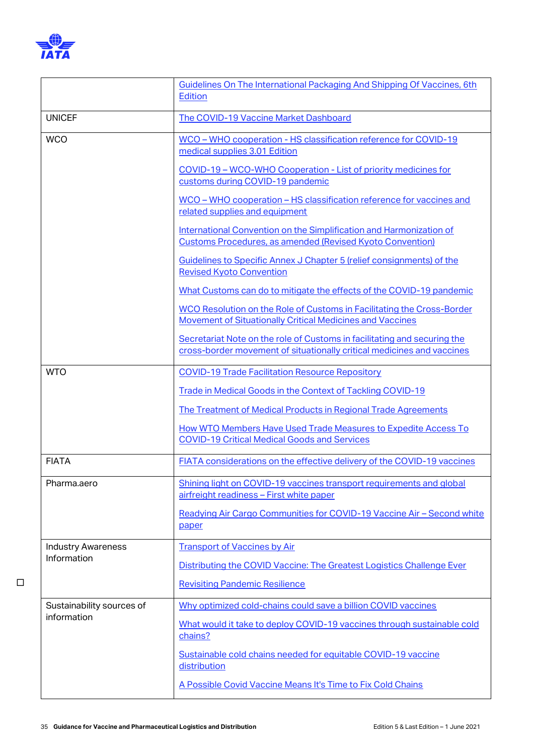| | |
|---|---|
| | Guidelines On The International Packaging And Shipping Of Vaccines, 6th Edition |
| UNICEF | The COVID-19 Vaccine Market Dashboard |
| WCO | WCO – WHO cooperation - HS classification reference for COVID-19 medical supplies 3.01 Edition<br><br>COVID-19 – WCO-WHO Cooperation - List of priority medicines for customs during COVID-19 pandemic<br><br>WCO – WHO cooperation – HS classification reference for vaccines and related supplies and equipment<br><br>International Convention on the Simplification and Harmonization of Customs Procedures, as amended (Revised Kyoto Convention)<br><br>Guidelines to Specific Annex J Chapter 5 (relief consignments) of the Revised Kyoto Convention<br><br>What Customs can do to mitigate the effects of the COVID-19 pandemic<br><br>WCO Resolution on the Role of Customs in Facilitating the Cross-Border Movement of Situationally Critical Medicines and Vaccines<br><br>Secretariat Note on the role of Customs in facilitating and securing the cross-border movement of situationally critical medicines and vaccines |
| WTO | COVID-19 Trade Facilitation Resource Repository<br><br>Trade in Medical Goods in the Context of Tackling COVID-19<br><br>The Treatment of Medical Products in Regional Trade Agreements<br><br>How WTO Members Have Used Trade Measures to Expedite Access To COVID-19 Critical Medical Goods and Services |
| FIATA | FIATA considerations on the effective delivery of the COVID-19 vaccines |
| Pharma.aero | Shining light on COVID-19 vaccines transport requirements and global airfreight readiness – First white paper<br><br>Readying Air Cargo Communities for COVID-19 Vaccine Air – Second white paper |
| Industry Awareness Information | Transport of Vaccines by Air<br><br>Distributing the COVID Vaccine: The Greatest Logistics Challenge Ever<br><br>Revisiting Pandemic Resilience |
| Sustainability sources of information | Why optimized cold-chains could save a billion COVID vaccines<br><br>What would it take to deploy COVID-19 vaccines through sustainable cold chains?<br><br>Sustainable cold chains needed for equitable COVID-19 vaccine distribution<br><br>A Possible Covid Vaccine Means It's Time to Fix Cold Chains |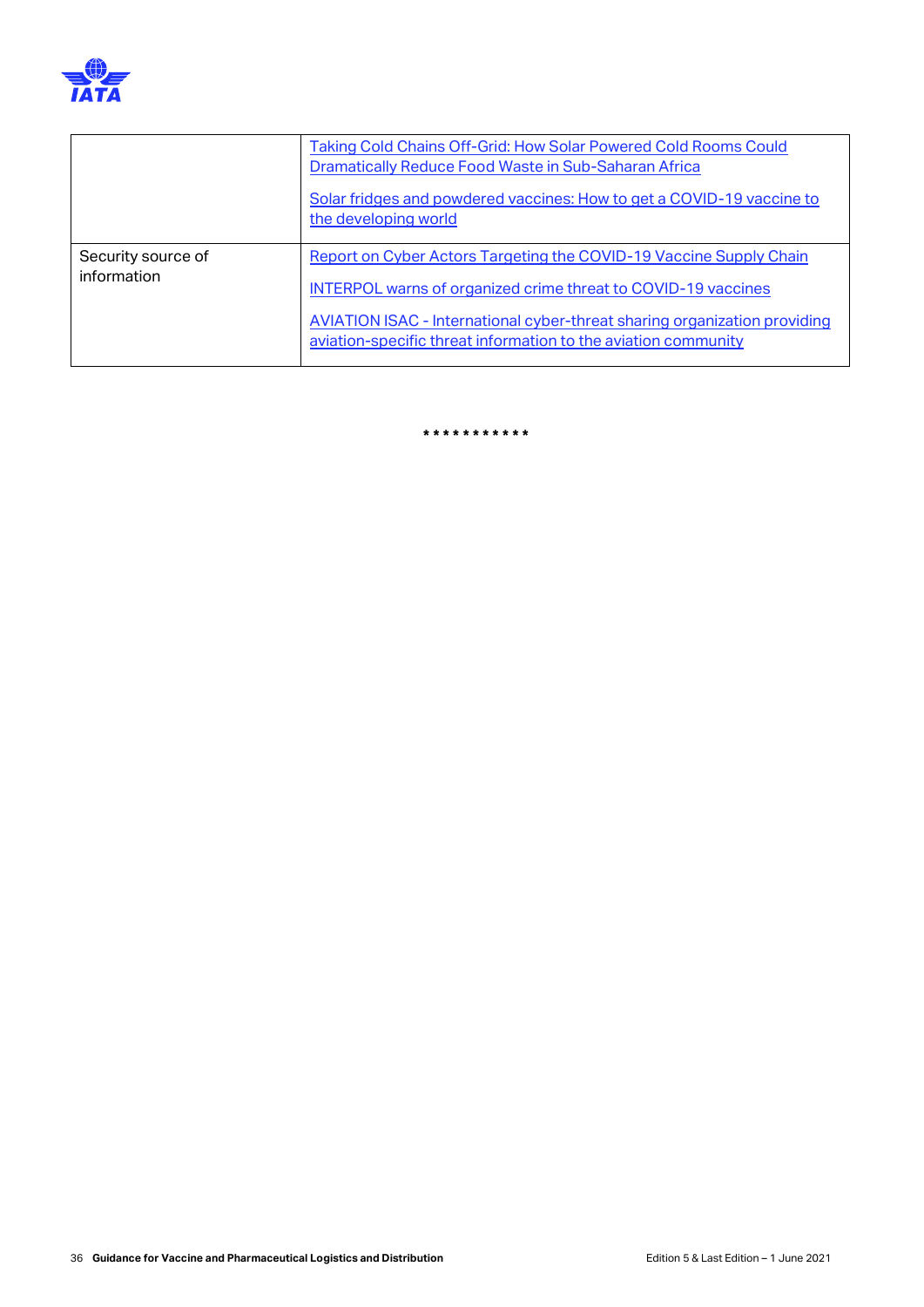| | |
|---|---|
| | Taking Cold Chains Off-Grid: How Solar Powered Cold Rooms Could Dramatically Reduce Food Waste in Sub-Saharan Africa<br><br>Solar fridges and powdered vaccines: How to get a COVID-19 vaccine to the developing world |
| Security source of information | Report on Cyber Actors Targeting the COVID-19 Vaccine Supply Chain<br><br>INTERPOL warns of organized crime threat to COVID-19 vaccines<br><br>AVIATION ISAC - International cyber-threat sharing organization providing aviation-specific threat information to the aviation community |

***********